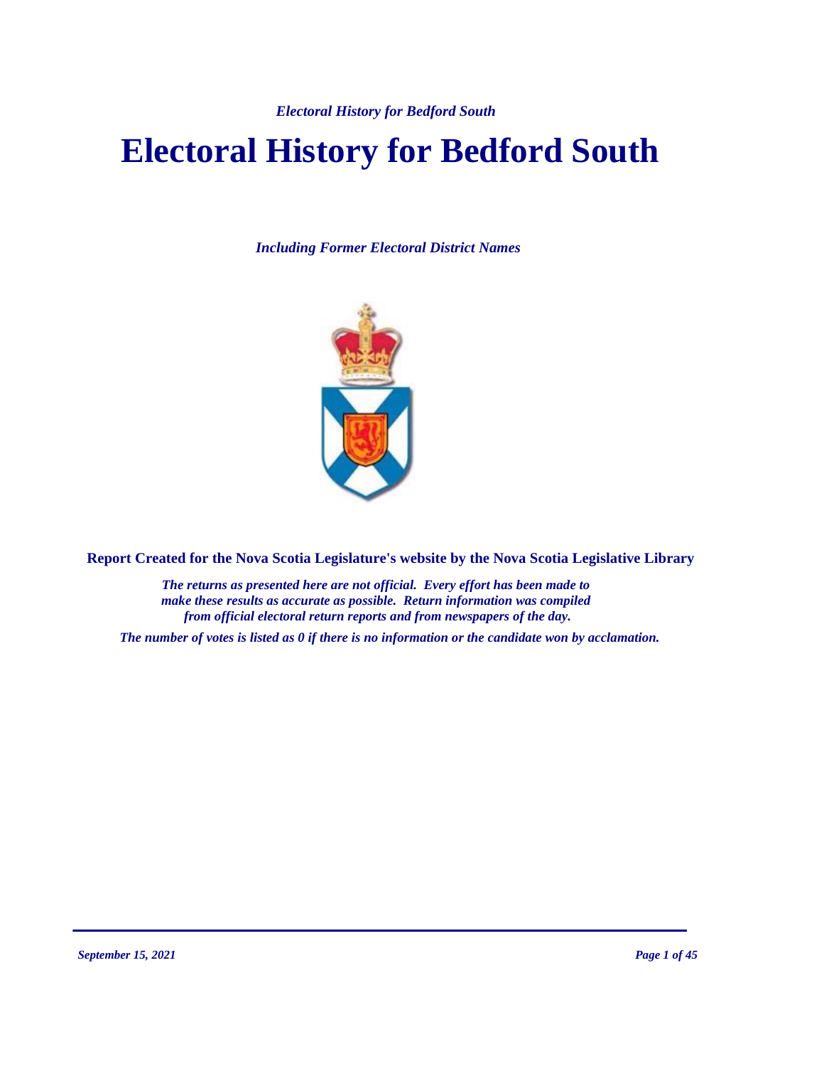# Electoral History for Bedford South

*Including Former Electoral District Names*

**Report Created for the Nova Scotia Legislature's website by the Nova Scotia Legislative Library**

*The returns as presented here are not official. Every effort has been made to make these results as accurate as possible. Return information was compiled from official electoral return reports and from newspapers of the day.*

*The number of votes is listed as 0 if there is no information or the candidate won by acclamation.*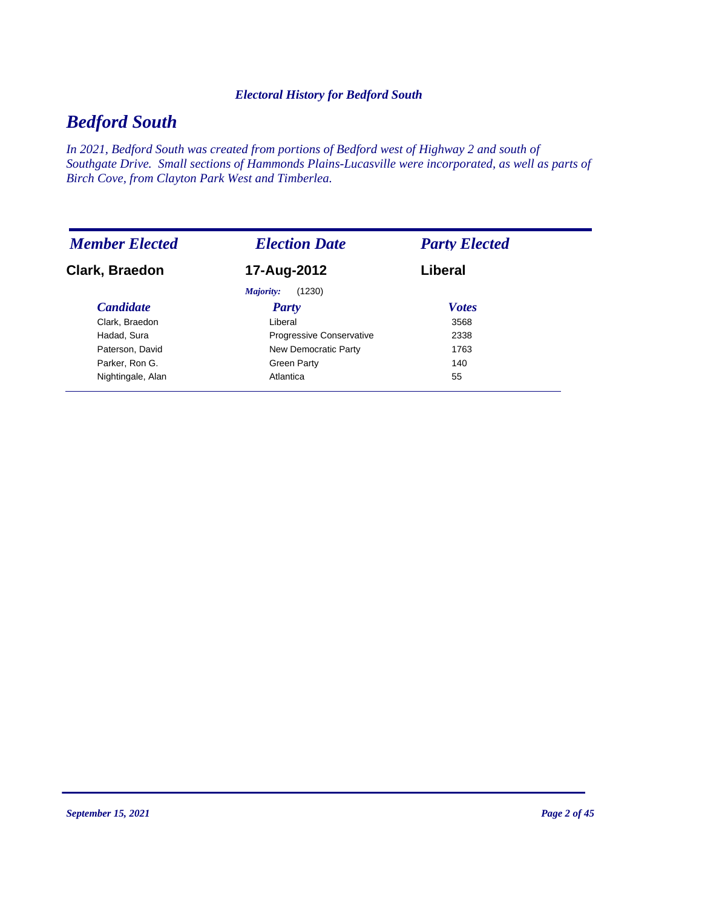*Electoral History for Bedford South*

# *Bedford South*

*In 2021, Bedford South was created from portions of Bedford west of Highway 2 and south of Southgate Drive. Small sections of Hammonds Plains-Lucasville were incorporated, as well as parts of Birch Cove, from Clayton Park West and Timberlea.*

| *Member Elected* | *Election Date* | *Party Elected* |
|---|---|---|
| **Clark, Braedon** | **17-Aug-2012** | **Liberal** |

*Majority:* (1230)

| *Candidate* | *Party* | *Votes* |
|---|---|---|
| Clark, Braedon | Liberal | 3568 |
| Hadad, Sura | Progressive Conservative | 2338 |
| Paterson, David | New Democratic Party | 1763 |
| Parker, Ron G. | Green Party | 140 |
| Nightingale, Alan | Atlantica | 55 |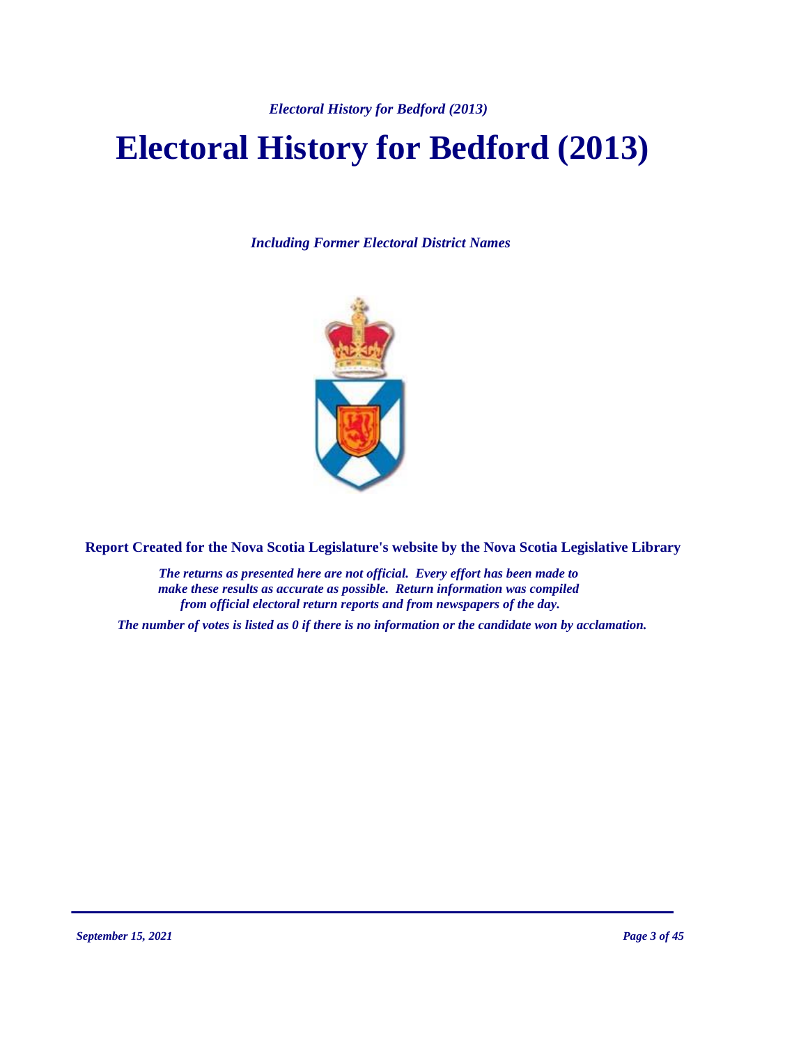# Electoral History for Bedford (2013)

*Including Former Electoral District Names*

**Report Created for the Nova Scotia Legislature's website by the Nova Scotia Legislative Library**

***The returns as presented here are not official. Every effort has been made to make these results as accurate as possible. Return information was compiled from official electoral return reports and from newspapers of the day.***

***The number of votes is listed as 0 if there is no information or the candidate won by acclamation.***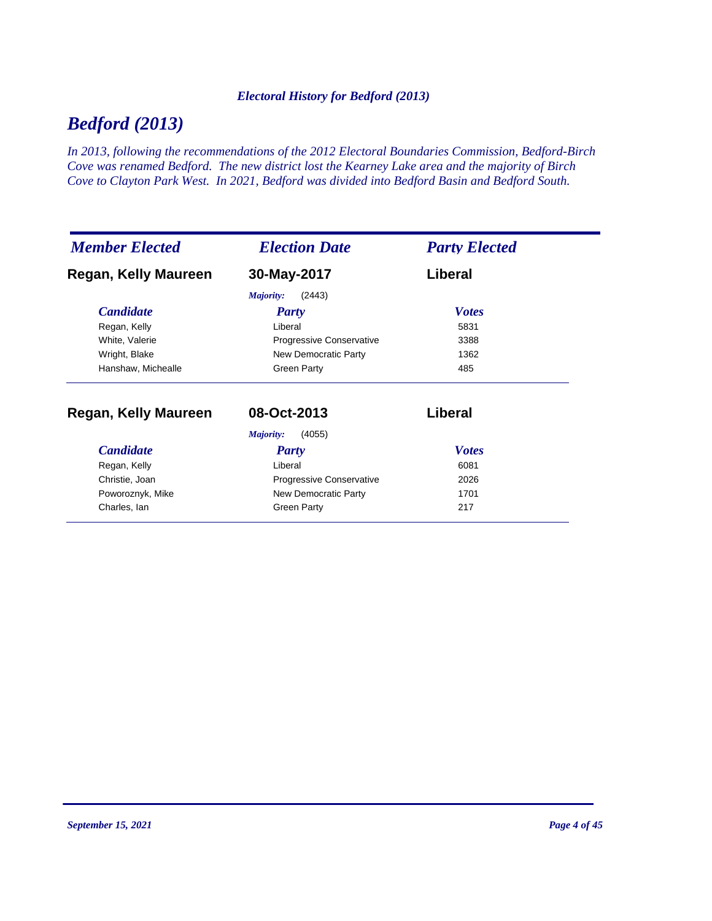*Electoral History for Bedford (2013)*

# *Bedford (2013)*

*In 2013, following the recommendations of the 2012 Electoral Boundaries Commission, Bedford-Birch Cove was renamed Bedford. The new district lost the Kearney Lake area and the majority of Birch Cove to Clayton Park West. In 2021, Bedford was divided into Bedford Basin and Bedford South.*

| *Member Elected* | *Election Date* | *Party Elected* |
|---|---|---|
| **Regan, Kelly Maureen** | **30-May-2017** | **Liberal** |

*Majority:* (2443)

| *Candidate* | *Party* | *Votes* |
|---|---|---|
| Regan, Kelly | Liberal | 5831 |
| White, Valerie | Progressive Conservative | 3388 |
| Wright, Blake | New Democratic Party | 1362 |
| Hanshaw, Michealle | Green Party | 485 |

| *Member Elected* | *Election Date* | *Party Elected* |
|---|---|---|
| **Regan, Kelly Maureen** | **08-Oct-2013** | **Liberal** |

*Majority:* (4055)

| *Candidate* | *Party* | *Votes* |
|---|---|---|
| Regan, Kelly | Liberal | 6081 |
| Christie, Joan | Progressive Conservative | 2026 |
| Poworoznyk, Mike | New Democratic Party | 1701 |
| Charles, Ian | Green Party | 217 |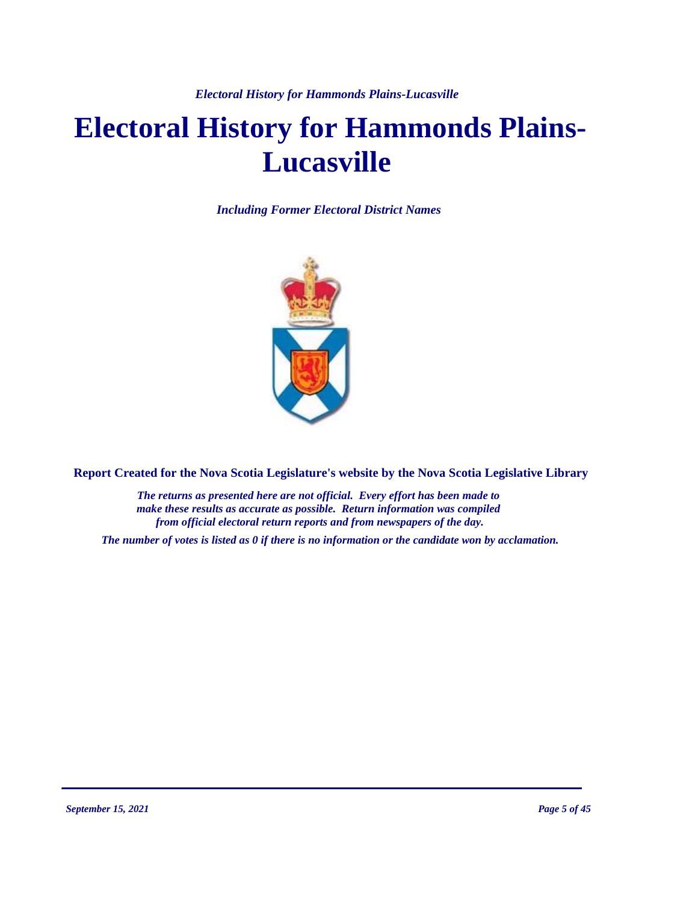# Electoral History for Hammonds Plains-Lucasville

*Including Former Electoral District Names*

**Report Created for the Nova Scotia Legislature's website by the Nova Scotia Legislative Library**

***The returns as presented here are not official. Every effort has been made to make these results as accurate as possible. Return information was compiled from official electoral return reports and from newspapers of the day.***

***The number of votes is listed as 0 if there is no information or the candidate won by acclamation.***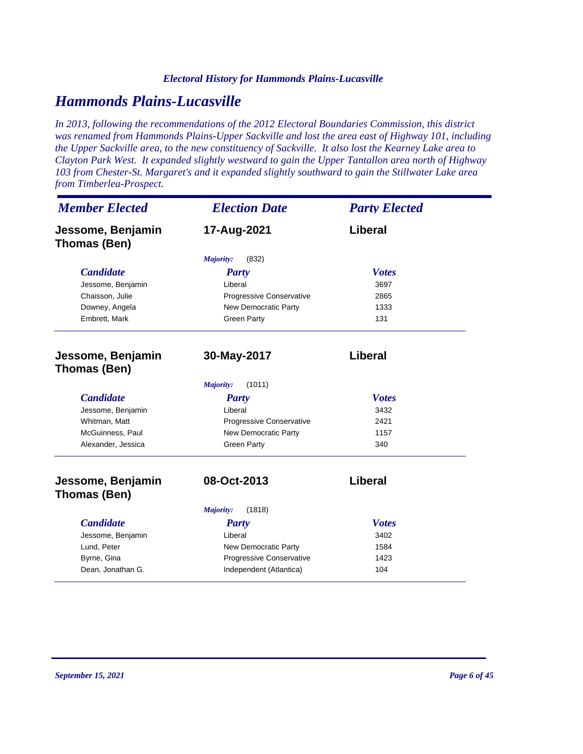*Electoral History for Hammonds Plains-Lucasville*

# *Hammonds Plains-Lucasville*

*In 2013, following the recommendations of the 2012 Electoral Boundaries Commission, this district was renamed from Hammonds Plains-Upper Sackville and lost the area east of Highway 101, including the Upper Sackville area, to the new constituency of Sackville. It also lost the Kearney Lake area to Clayton Park West. It expanded slightly westward to gain the Upper Tantallon area north of Highway 103 from Chester-St. Margaret's and it expanded slightly southward to gain the Stillwater Lake area from Timberlea-Prospect.*

| *Member Elected* | *Election Date* | *Party Elected* |
|---|---|---|
| **Jessome, Benjamin Thomas (Ben)** | **17-Aug-2021** | **Liberal** |

*Majority:* (832)

| *Candidate* | *Party* | *Votes* |
|---|---|---|
| Jessome, Benjamin | Liberal | 3697 |
| Chaisson, Julie | Progressive Conservative | 2865 |
| Downey, Angela | New Democratic Party | 1333 |
| Embrett, Mark | Green Party | 131 |

| *Member Elected* | *Election Date* | *Party Elected* |
|---|---|---|
| **Jessome, Benjamin Thomas (Ben)** | **30-May-2017** | **Liberal** |

*Majority:* (1011)

| *Candidate* | *Party* | *Votes* |
|---|---|---|
| Jessome, Benjamin | Liberal | 3432 |
| Whitman, Matt | Progressive Conservative | 2421 |
| McGuinness, Paul | New Democratic Party | 1157 |
| Alexander, Jessica | Green Party | 340 |

| *Member Elected* | *Election Date* | *Party Elected* |
|---|---|---|
| **Jessome, Benjamin Thomas (Ben)** | **08-Oct-2013** | **Liberal** |

*Majority:* (1818)

| *Candidate* | *Party* | *Votes* |
|---|---|---|
| Jessome, Benjamin | Liberal | 3402 |
| Lund, Peter | New Democratic Party | 1584 |
| Byrne, Gina | Progressive Conservative | 1423 |
| Dean, Jonathan G. | Independent (Atlantica) | 104 |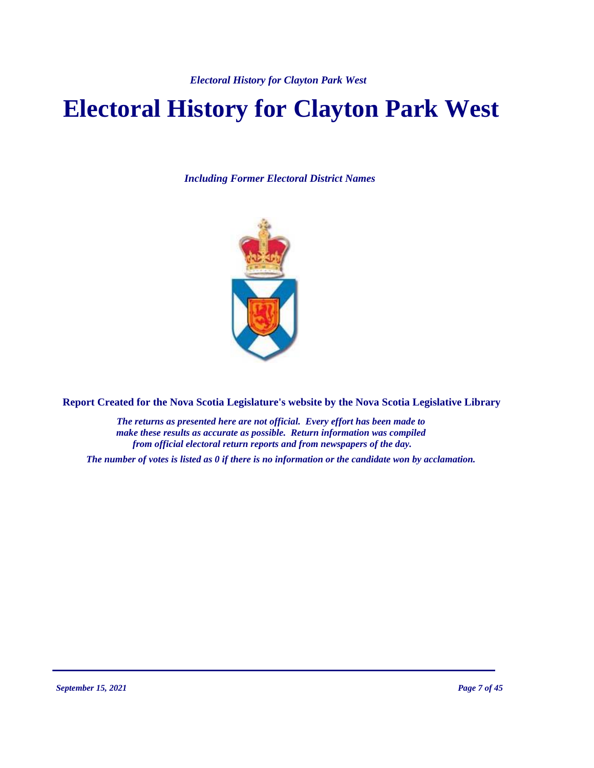# Electoral History for Clayton Park West

*Including Former Electoral District Names*

**Report Created for the Nova Scotia Legislature's website by the Nova Scotia Legislative Library**

*The returns as presented here are not official. Every effort has been made to make these results as accurate as possible. Return information was compiled from official electoral return reports and from newspapers of the day.*

*The number of votes is listed as 0 if there is no information or the candidate won by acclamation.*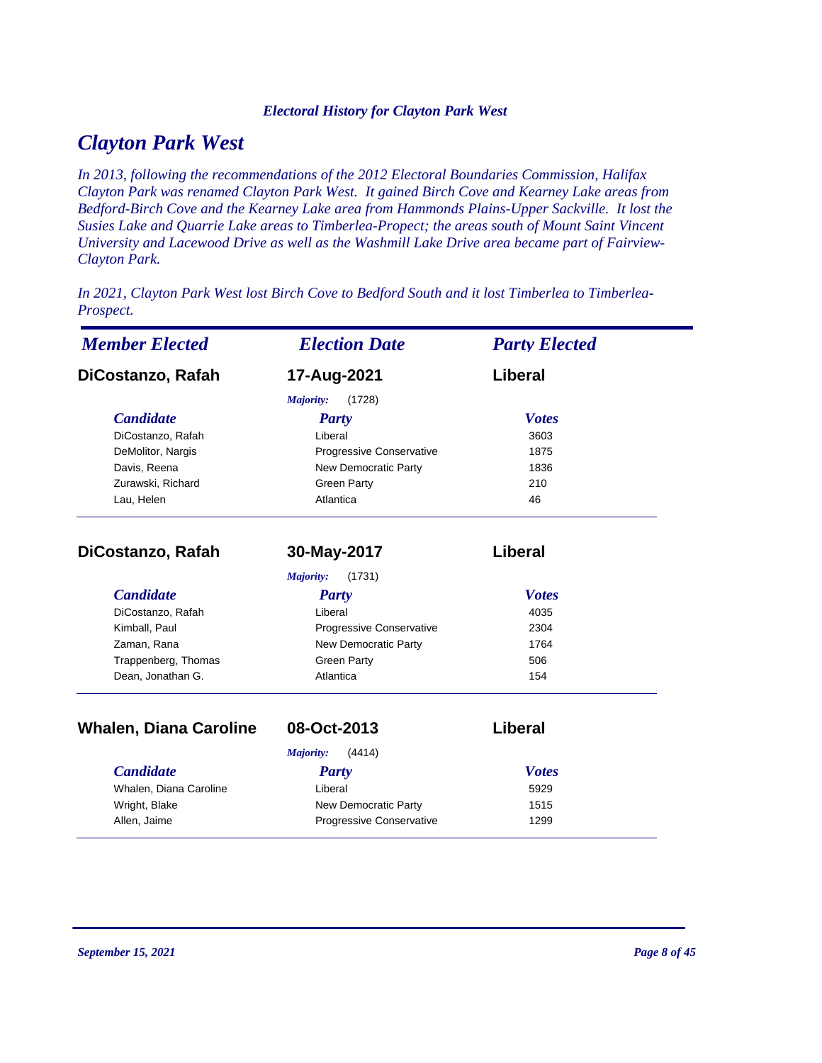# Clayton Park West

*In 2013, following the recommendations of the 2012 Electoral Boundaries Commission, Halifax Clayton Park was renamed Clayton Park West. It gained Birch Cove and Kearney Lake areas from Bedford-Birch Cove and the Kearney Lake area from Hammonds Plains-Upper Sackville. It lost the Susies Lake and Quarrie Lake areas to Timberlea-Propect; the areas south of Mount Saint Vincent University and Lacewood Drive as well as the Washmill Lake Drive area became part of Fairview-Clayton Park.*

*In 2021, Clayton Park West lost Birch Cove to Bedford South and it lost Timberlea to Timberlea-Prospect.*

| *Member Elected* | *Election Date* | *Party Elected* |
|---|---|---|
| **DiCostanzo, Rafah** | **17-Aug-2021** | **Liberal** |

*Majority:* (1728)

| *Candidate* | *Party* | *Votes* |
|---|---|---|
| DiCostanzo, Rafah | Liberal | 3603 |
| DeMolitor, Nargis | Progressive Conservative | 1875 |
| Davis, Reena | New Democratic Party | 1836 |
| Zurawski, Richard | Green Party | 210 |
| Lau, Helen | Atlantica | 46 |

| *Member Elected* | *Election Date* | *Party Elected* |
|---|---|---|
| **DiCostanzo, Rafah** | **30-May-2017** | **Liberal** |

*Majority:* (1731)

| *Candidate* | *Party* | *Votes* |
|---|---|---|
| DiCostanzo, Rafah | Liberal | 4035 |
| Kimball, Paul | Progressive Conservative | 2304 |
| Zaman, Rana | New Democratic Party | 1764 |
| Trappenberg, Thomas | Green Party | 506 |
| Dean, Jonathan G. | Atlantica | 154 |

| *Member Elected* | *Election Date* | *Party Elected* |
|---|---|---|
| **Whalen, Diana Caroline** | **08-Oct-2013** | **Liberal** |

*Majority:* (4414)

| *Candidate* | *Party* | *Votes* |
|---|---|---|
| Whalen, Diana Caroline | Liberal | 5929 |
| Wright, Blake | New Democratic Party | 1515 |
| Allen, Jaime | Progressive Conservative | 1299 |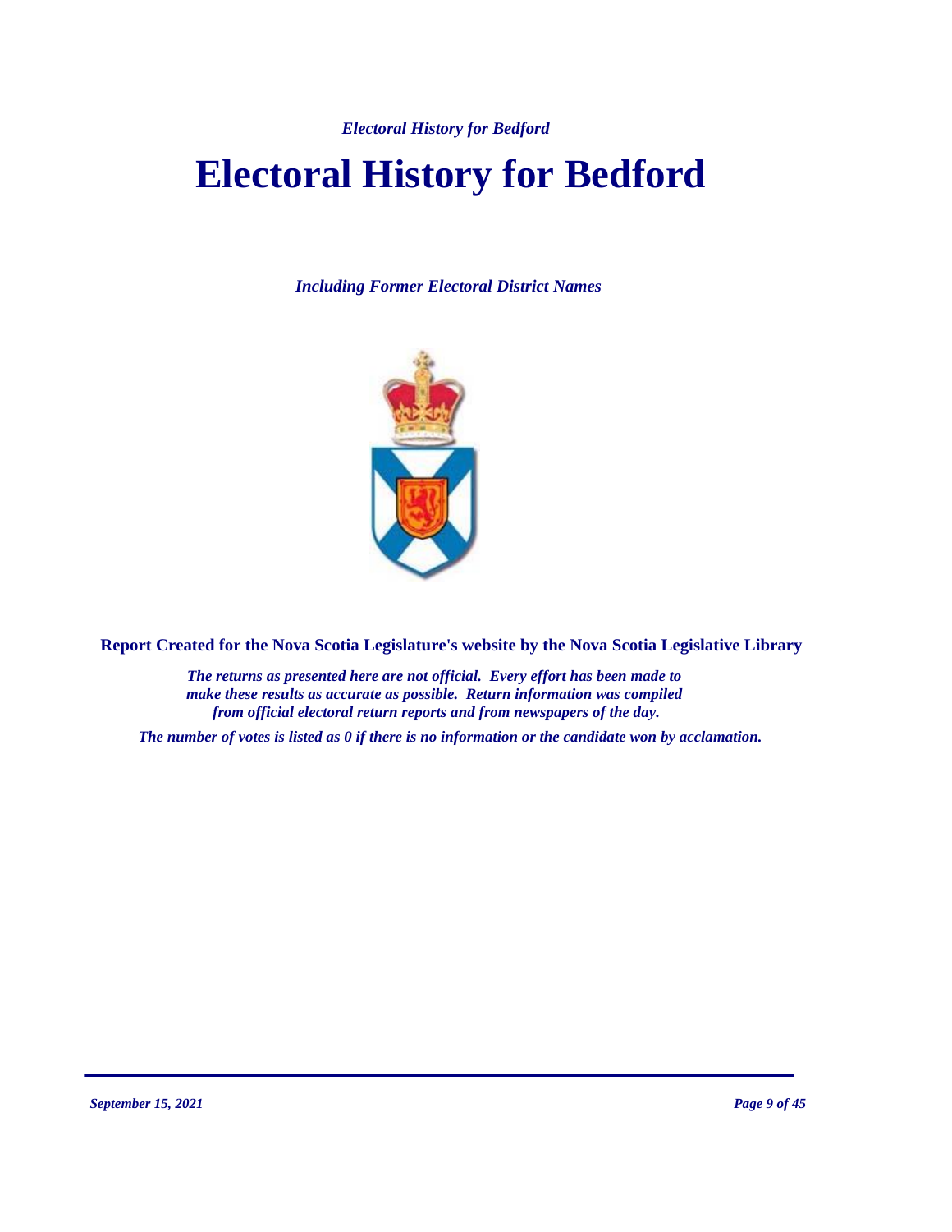# Electoral History for Bedford

***Including Former Electoral District Names***

**Report Created for the Nova Scotia Legislature's website by the Nova Scotia Legislative Library**

***The returns as presented here are not official. Every effort has been made to make these results as accurate as possible. Return information was compiled from official electoral return reports and from newspapers of the day.***

***The number of votes is listed as 0 if there is no information or the candidate won by acclamation.***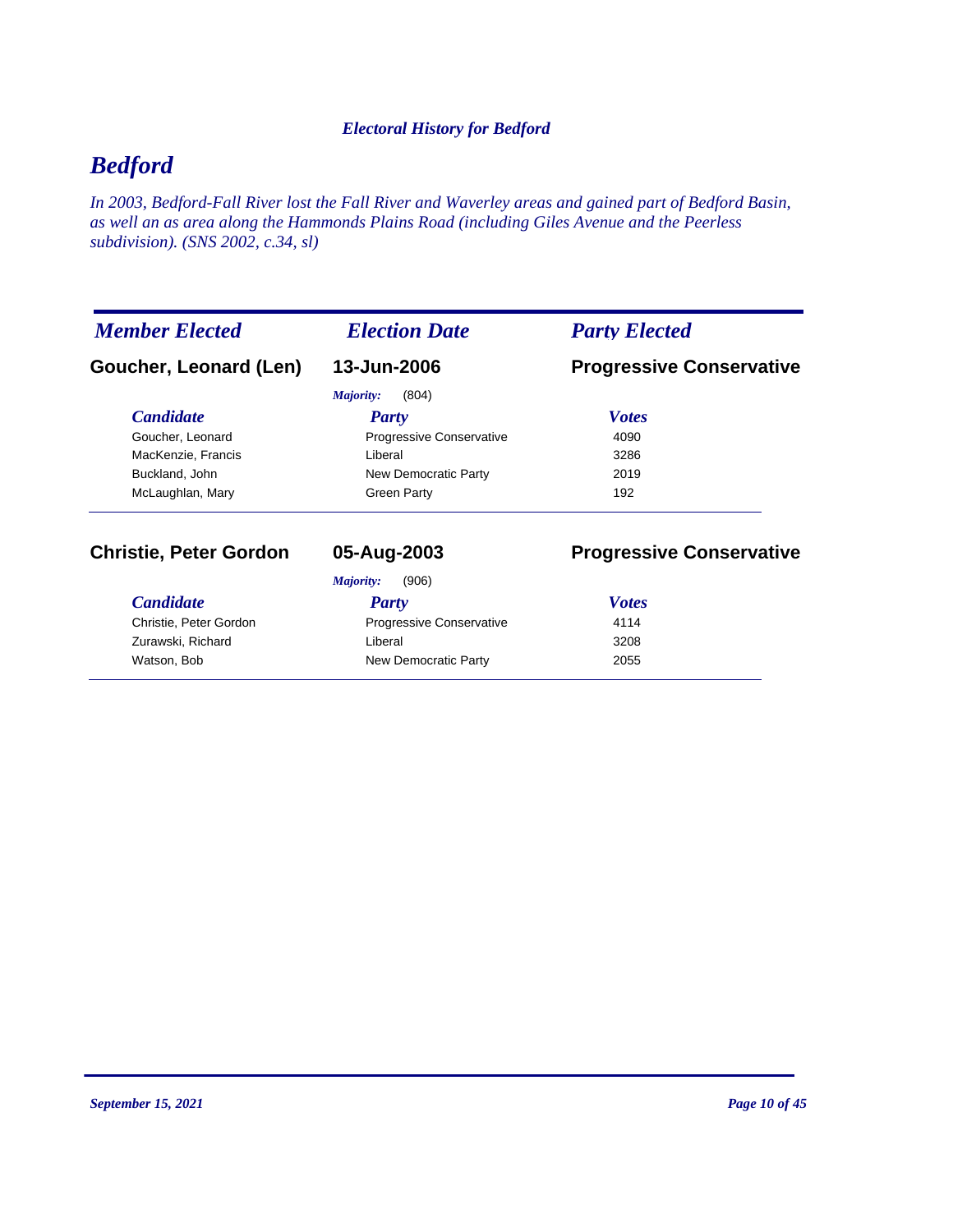# Bedford

*In 2003, Bedford-Fall River lost the Fall River and Waverley areas and gained part of Bedford Basin, as well an as area along the Hammonds Plains Road (including Giles Avenue and the Peerless subdivision). (SNS 2002, c.34, sl)*

| *Member Elected* | *Election Date* | *Party Elected* |
|---|---|---|
| **Goucher, Leonard (Len)** | **13-Jun-2006** | **Progressive Conservative** |
| | *Majority:* (804) | |

| *Candidate* | *Party* | *Votes* |
|---|---|---|
| Goucher, Leonard | Progressive Conservative | 4090 |
| MacKenzie, Francis | Liberal | 3286 |
| Buckland, John | New Democratic Party | 2019 |
| McLaughlan, Mary | Green Party | 192 |

| *Member Elected* | *Election Date* | *Party Elected* |
|---|---|---|
| **Christie, Peter Gordon** | **05-Aug-2003** | **Progressive Conservative** |
| | *Majority:* (906) | |

| *Candidate* | *Party* | *Votes* |
|---|---|---|
| Christie, Peter Gordon | Progressive Conservative | 4114 |
| Zurawski, Richard | Liberal | 3208 |
| Watson, Bob | New Democratic Party | 2055 |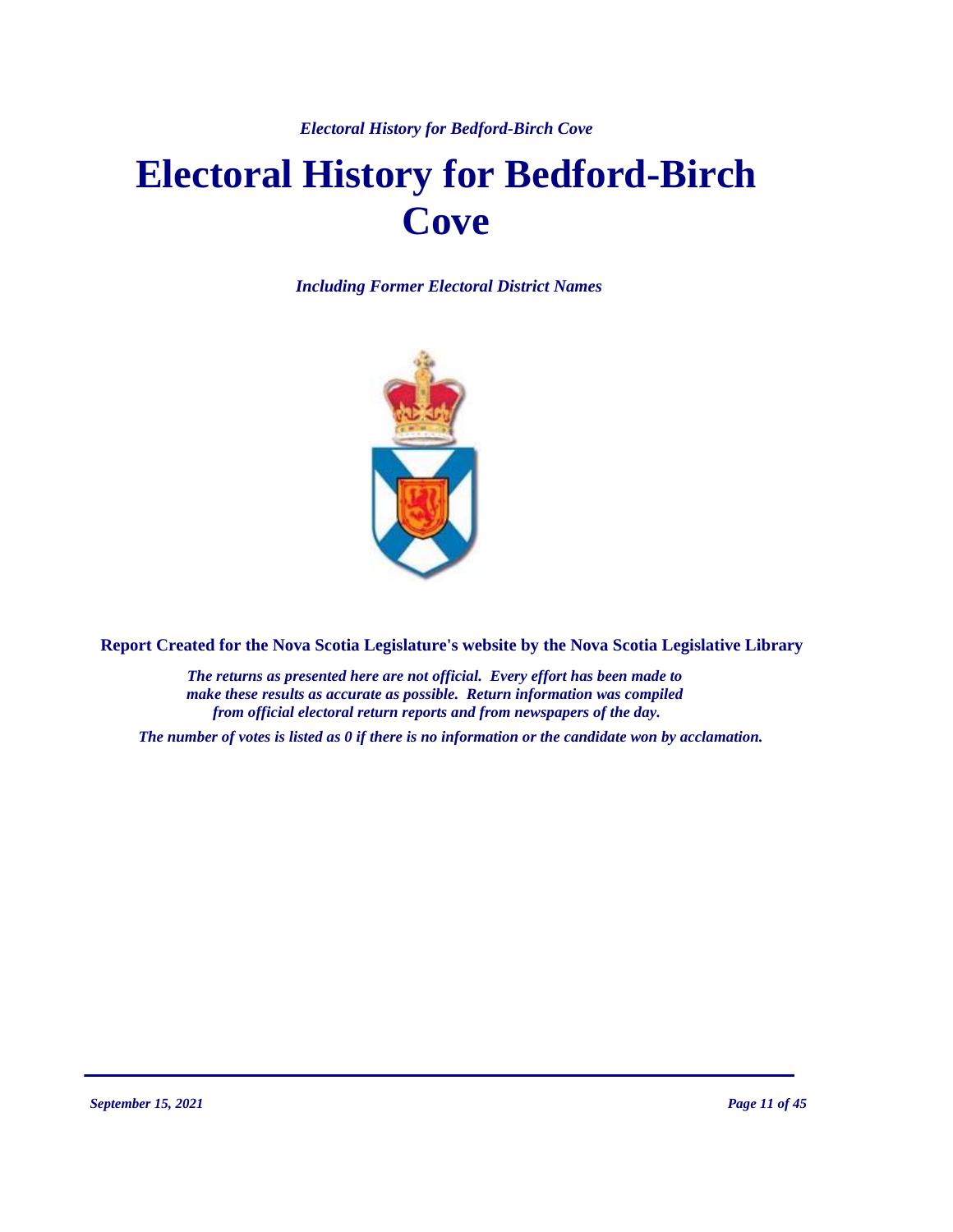# Electoral History for Bedford-Birch Cove

***Including Former Electoral District Names***

**Report Created for the Nova Scotia Legislature's website by the Nova Scotia Legislative Library**

***The returns as presented here are not official. Every effort has been made to make these results as accurate as possible. Return information was compiled from official electoral return reports and from newspapers of the day.***

***The number of votes is listed as 0 if there is no information or the candidate won by acclamation.***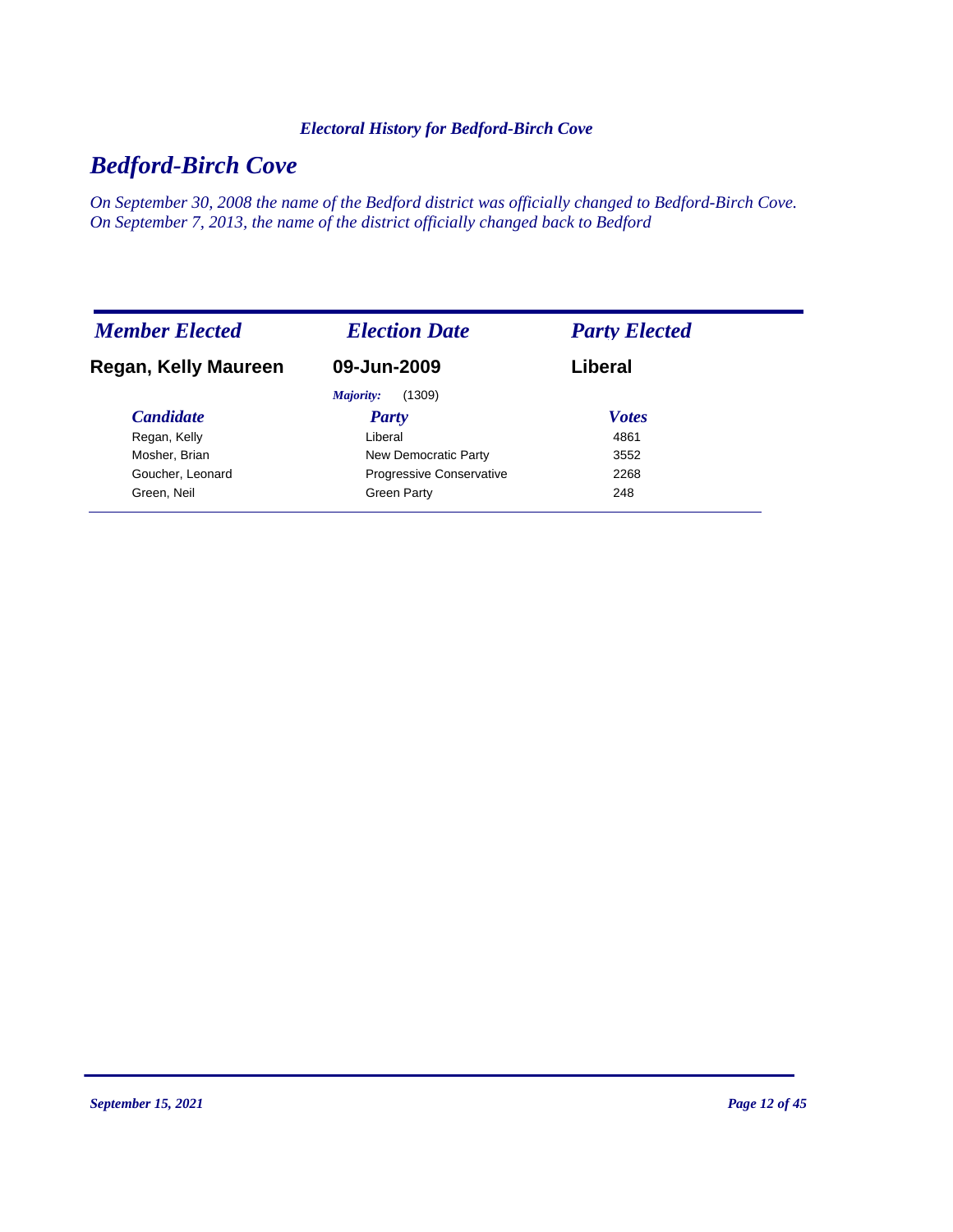*Electoral History for Bedford-Birch Cove*

# *Bedford-Birch Cove*

*On September 30, 2008 the name of the Bedford district was officially changed to Bedford-Birch Cove. On September 7, 2013, the name of the district officially changed back to Bedford*

| *Member Elected* | *Election Date* | *Party Elected* |
|---|---|---|
| **Regan, Kelly Maureen** | **09-Jun-2009** | **Liberal** |
| | *Majority:* (1309) | |

| *Candidate* | *Party* | *Votes* |
|---|---|---|
| Regan, Kelly | Liberal | 4861 |
| Mosher, Brian | New Democratic Party | 3552 |
| Goucher, Leonard | Progressive Conservative | 2268 |
| Green, Neil | Green Party | 248 |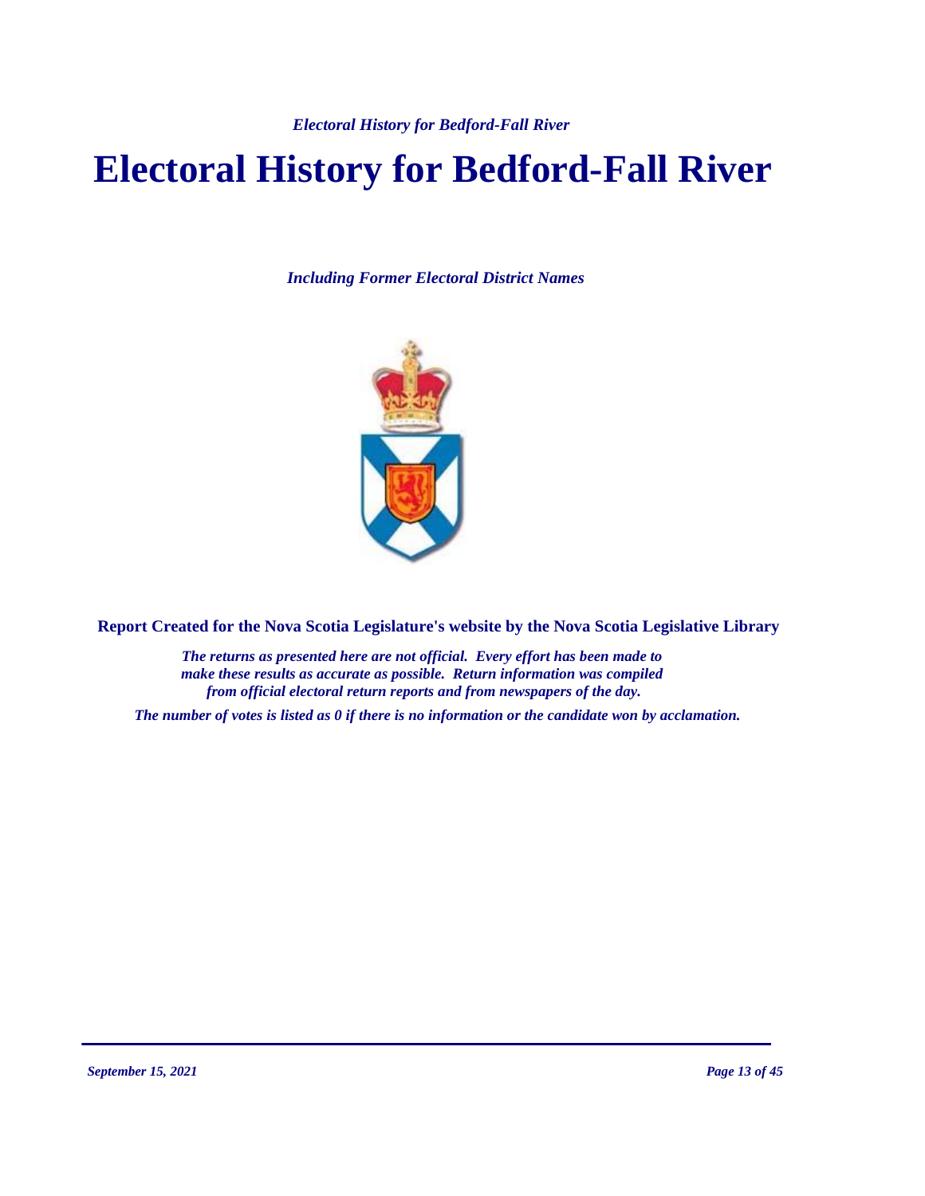# Electoral History for Bedford-Fall River

*Including Former Electoral District Names*

**Report Created for the Nova Scotia Legislature's website by the Nova Scotia Legislative Library**

*The returns as presented here are not official. Every effort has been made to make these results as accurate as possible. Return information was compiled from official electoral return reports and from newspapers of the day.*

*The number of votes is listed as 0 if there is no information or the candidate won by acclamation.*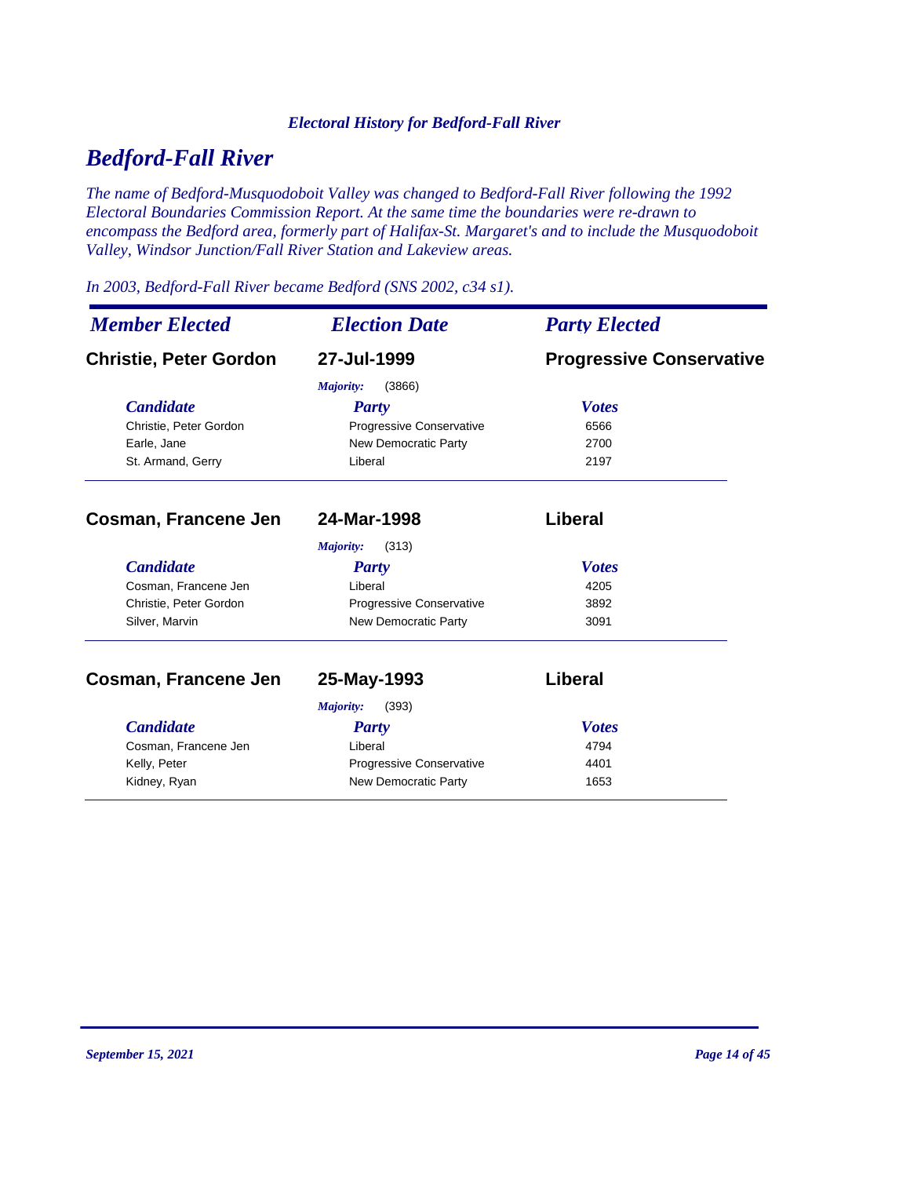*Electoral History for Bedford-Fall River*

# Bedford-Fall River

*The name of Bedford-Musquodoboit Valley was changed to Bedford-Fall River following the 1992 Electoral Boundaries Commission Report. At the same time the boundaries were re-drawn to encompass the Bedford area, formerly part of Halifax-St. Margaret's and to include the Musquodoboit Valley, Windsor Junction/Fall River Station and Lakeview areas.*

*In 2003, Bedford-Fall River became Bedford (SNS 2002, c34 s1).*

| *Member Elected* | *Election Date* | *Party Elected* |
|---|---|---|
| **Christie, Peter Gordon** | **27-Jul-1999** | **Progressive Conservative** |

*Majority:* (3866)

| *Candidate* | *Party* | *Votes* |
|---|---|---|
| Christie, Peter Gordon | Progressive Conservative | 6566 |
| Earle, Jane | New Democratic Party | 2700 |
| St. Armand, Gerry | Liberal | 2197 |

| *Member Elected* | *Election Date* | *Party Elected* |
|---|---|---|
| **Cosman, Francene Jen** | **24-Mar-1998** | **Liberal** |

*Majority:* (313)

| *Candidate* | *Party* | *Votes* |
|---|---|---|
| Cosman, Francene Jen | Liberal | 4205 |
| Christie, Peter Gordon | Progressive Conservative | 3892 |
| Silver, Marvin | New Democratic Party | 3091 |

| *Member Elected* | *Election Date* | *Party Elected* |
|---|---|---|
| **Cosman, Francene Jen** | **25-May-1993** | **Liberal** |

*Majority:* (393)

| *Candidate* | *Party* | *Votes* |
|---|---|---|
| Cosman, Francene Jen | Liberal | 4794 |
| Kelly, Peter | Progressive Conservative | 4401 |
| Kidney, Ryan | New Democratic Party | 1653 |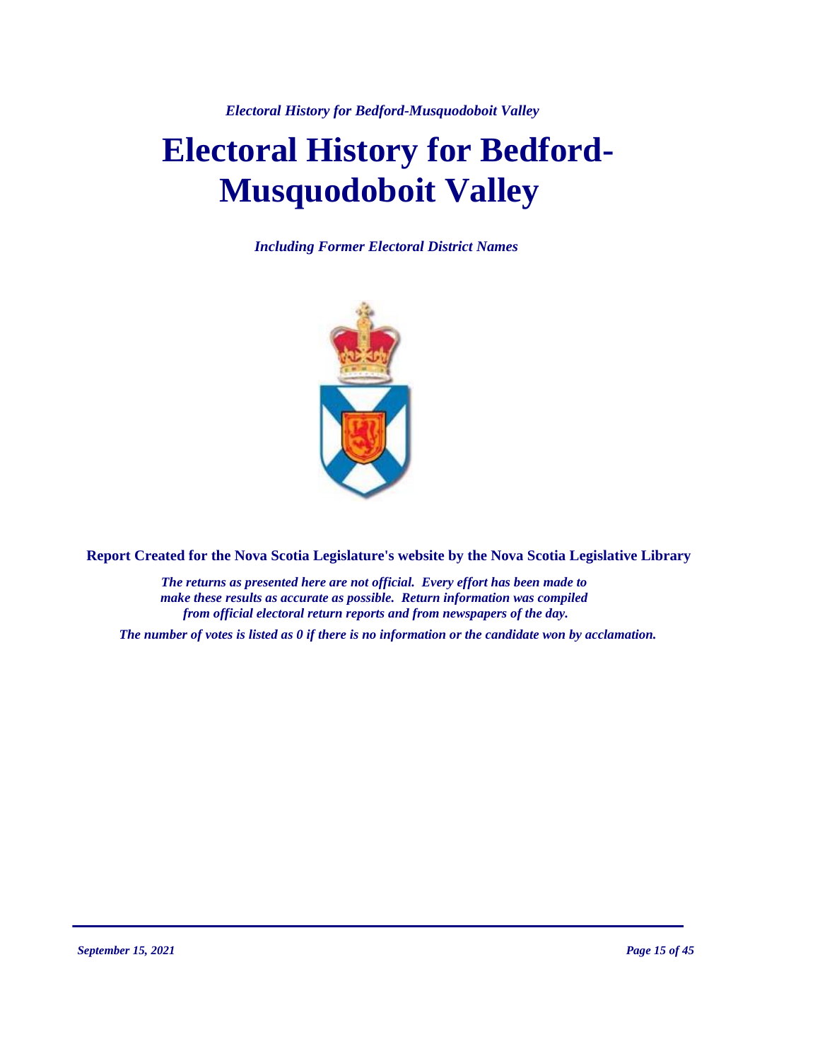# Electoral History for Bedford-Musquodoboit Valley

*Including Former Electoral District Names*

**Report Created for the Nova Scotia Legislature's website by the Nova Scotia Legislative Library**

*The returns as presented here are not official. Every effort has been made to make these results as accurate as possible. Return information was compiled from official electoral return reports and from newspapers of the day.*

*The number of votes is listed as 0 if there is no information or the candidate won by acclamation.*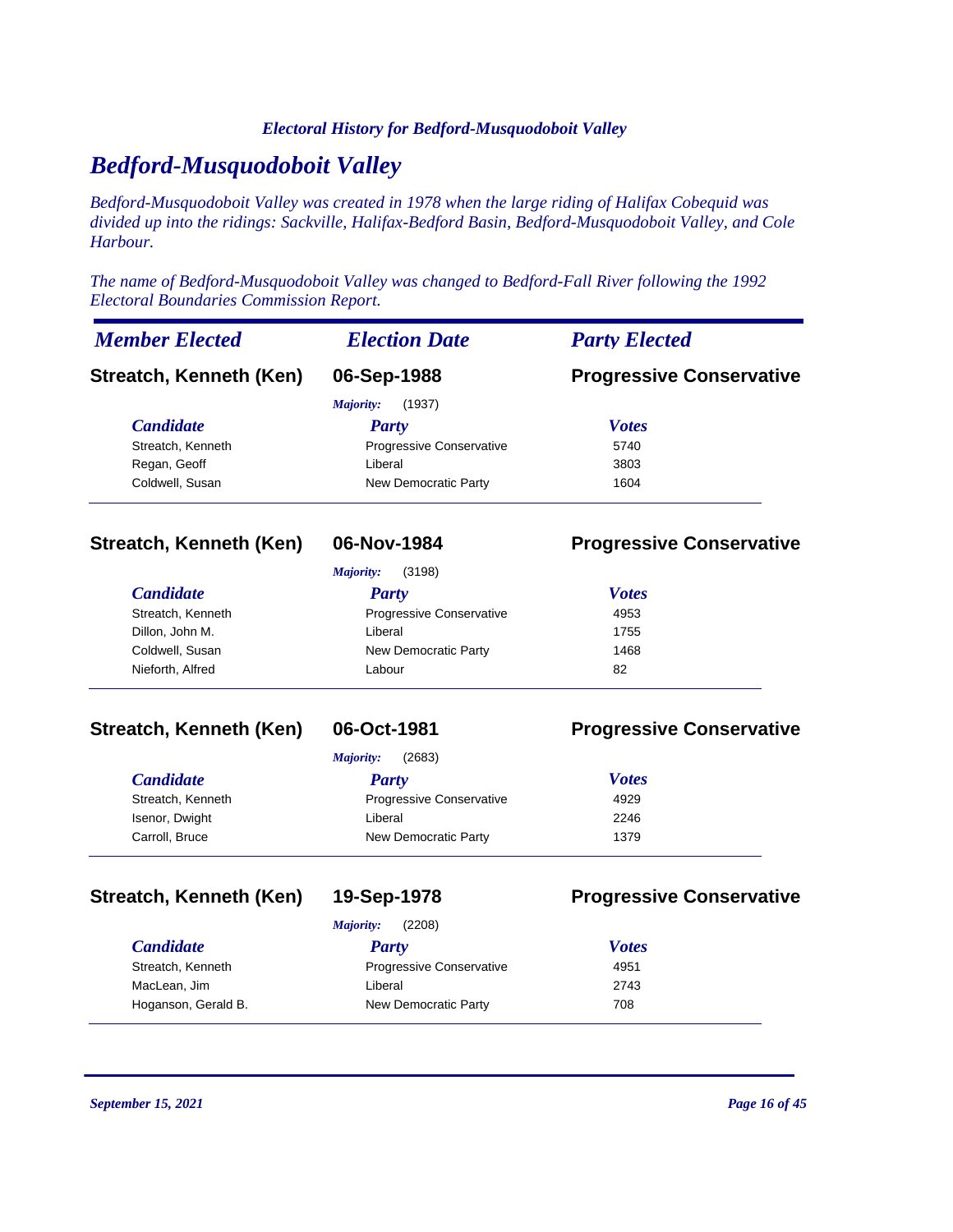*Electoral History for Bedford-Musquodoboit Valley*

# *Bedford-Musquodoboit Valley*

*Bedford-Musquodoboit Valley was created in 1978 when the large riding of Halifax Cobequid was divided up into the ridings: Sackville, Halifax-Bedford Basin, Bedford-Musquodoboit Valley, and Cole Harbour.*

*The name of Bedford-Musquodoboit Valley was changed to Bedford-Fall River following the 1992 Electoral Boundaries Commission Report.*

| *Member Elected* | *Election Date* | *Party Elected* |
|---|---|---|
| **Streatch, Kenneth (Ken)** | **06-Sep-1988** | **Progressive Conservative** |

*Majority:* (1937)

| *Candidate* | *Party* | *Votes* |
|---|---|---|
| Streatch, Kenneth | Progressive Conservative | 5740 |
| Regan, Geoff | Liberal | 3803 |
| Coldwell, Susan | New Democratic Party | 1604 |

| *Member Elected* | *Election Date* | *Party Elected* |
|---|---|---|
| **Streatch, Kenneth (Ken)** | **06-Nov-1984** | **Progressive Conservative** |

*Majority:* (3198)

| *Candidate* | *Party* | *Votes* |
|---|---|---|
| Streatch, Kenneth | Progressive Conservative | 4953 |
| Dillon, John M. | Liberal | 1755 |
| Coldwell, Susan | New Democratic Party | 1468 |
| Nieforth, Alfred | Labour | 82 |

| *Member Elected* | *Election Date* | *Party Elected* |
|---|---|---|
| **Streatch, Kenneth (Ken)** | **06-Oct-1981** | **Progressive Conservative** |

*Majority:* (2683)

| *Candidate* | *Party* | *Votes* |
|---|---|---|
| Streatch, Kenneth | Progressive Conservative | 4929 |
| Isenor, Dwight | Liberal | 2246 |
| Carroll, Bruce | New Democratic Party | 1379 |

| *Member Elected* | *Election Date* | *Party Elected* |
|---|---|---|
| **Streatch, Kenneth (Ken)** | **19-Sep-1978** | **Progressive Conservative** |

*Majority:* (2208)

| *Candidate* | *Party* | *Votes* |
|---|---|---|
| Streatch, Kenneth | Progressive Conservative | 4951 |
| MacLean, Jim | Liberal | 2743 |
| Hoganson, Gerald B. | New Democratic Party | 708 |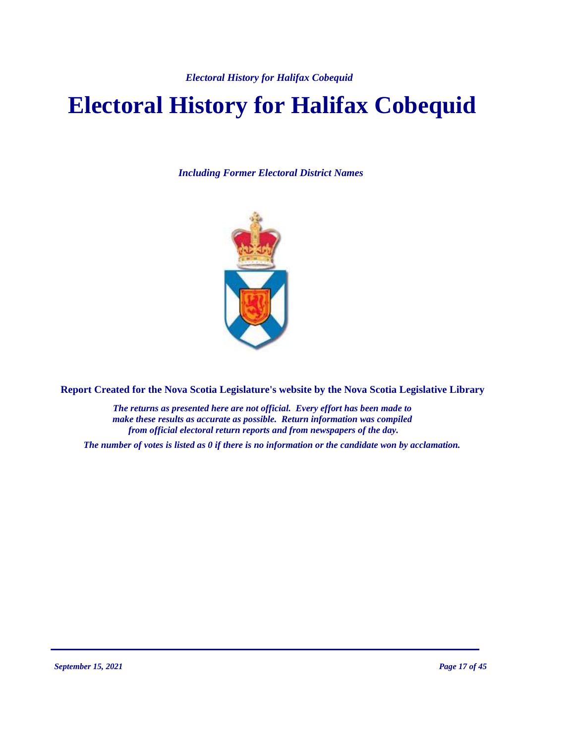# Electoral History for Halifax Cobequid

*Including Former Electoral District Names*

**Report Created for the Nova Scotia Legislature's website by the Nova Scotia Legislative Library**

*The returns as presented here are not official. Every effort has been made to make these results as accurate as possible. Return information was compiled from official electoral return reports and from newspapers of the day.*

*The number of votes is listed as 0 if there is no information or the candidate won by acclamation.*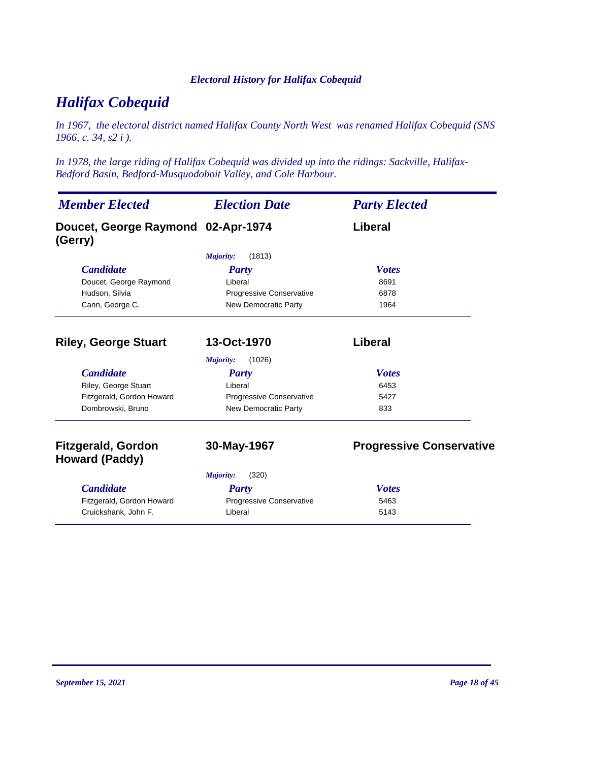# Halifax Cobequid

*In 1967, the electoral district named Halifax County North West was renamed Halifax Cobequid (SNS 1966, c. 34, s2 i ).*

*In 1978, the large riding of Halifax Cobequid was divided up into the ridings: Sackville, Halifax-Bedford Basin, Bedford-Musquodoboit Valley, and Cole Harbour.*

| Member Elected | Election Date | Party Elected |
|---|---|---|
| **Doucet, George Raymond (Gerry)** | **02-Apr-1974** | **Liberal** |

*Majority:* (1813)

| Candidate | Party | Votes |
|---|---|---|
| Doucet, George Raymond | Liberal | 8691 |
| Hudson, Silvia | Progressive Conservative | 6878 |
| Cann, George C. | New Democratic Party | 1964 |

| Member Elected | Election Date | Party Elected |
|---|---|---|
| **Riley, George Stuart** | **13-Oct-1970** | **Liberal** |

*Majority:* (1026)

| Candidate | Party | Votes |
|---|---|---|
| Riley, George Stuart | Liberal | 6453 |
| Fitzgerald, Gordon Howard | Progressive Conservative | 5427 |
| Dombrowski, Bruno | New Democratic Party | 833 |

| Member Elected | Election Date | Party Elected |
|---|---|---|
| **Fitzgerald, Gordon Howard (Paddy)** | **30-May-1967** | **Progressive Conservative** |

*Majority:* (320)

| Candidate | Party | Votes |
|---|---|---|
| Fitzgerald, Gordon Howard | Progressive Conservative | 5463 |
| Cruickshank, John F. | Liberal | 5143 |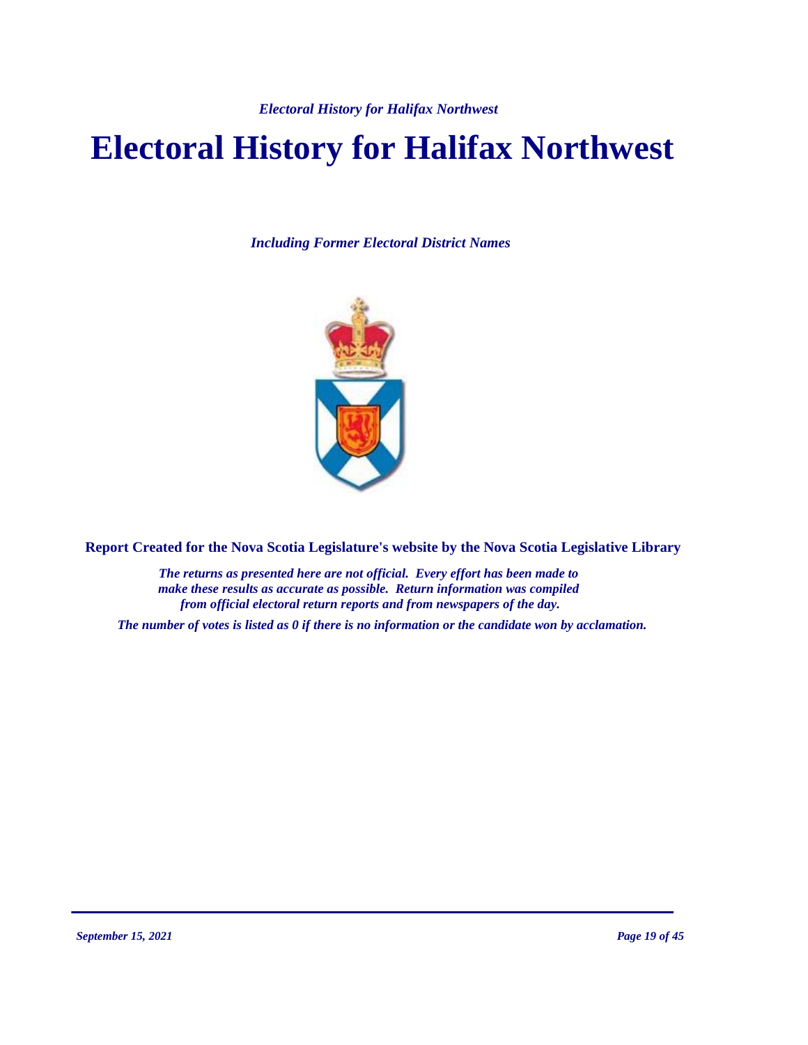# Electoral History for Halifax Northwest

*Including Former Electoral District Names*

**Report Created for the Nova Scotia Legislature's website by the Nova Scotia Legislative Library**

*The returns as presented here are not official. Every effort has been made to make these results as accurate as possible. Return information was compiled from official electoral return reports and from newspapers of the day.*

*The number of votes is listed as 0 if there is no information or the candidate won by acclamation.*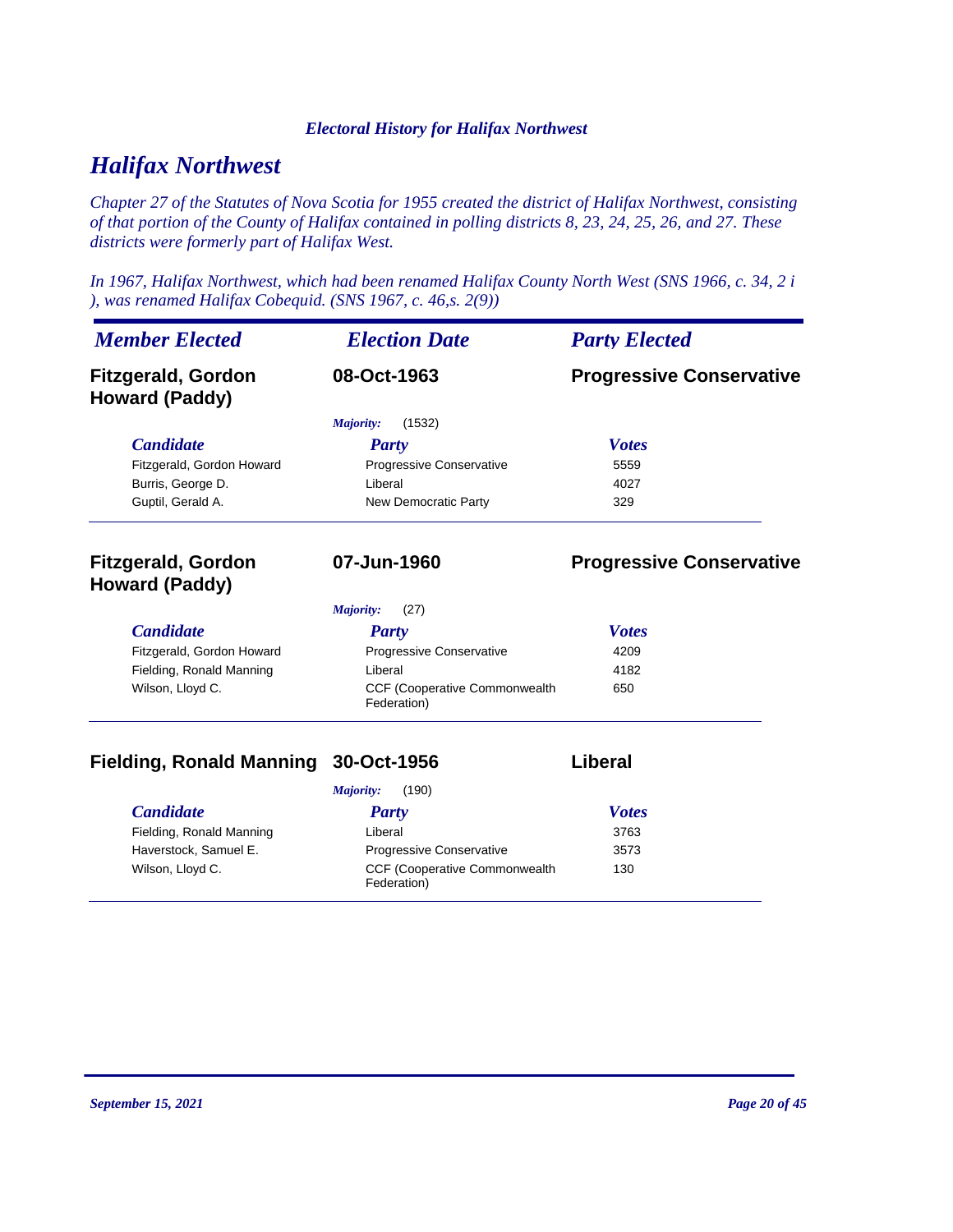# Halifax Northwest

*Chapter 27 of the Statutes of Nova Scotia for 1955 created the district of Halifax Northwest, consisting of that portion of the County of Halifax contained in polling districts 8, 23, 24, 25, 26, and 27. These districts were formerly part of Halifax West.*

*In 1967, Halifax Northwest, which had been renamed Halifax County North West (SNS 1966, c. 34, 2 i ), was renamed Halifax Cobequid. (SNS 1967, c. 46,s. 2(9))*

| *Member Elected* | *Election Date* | *Party Elected* |
|---|---|---|
| **Fitzgerald, Gordon Howard (Paddy)** | **08-Oct-1963** | **Progressive Conservative** |

*Majority:* (1532)

| *Candidate* | *Party* | *Votes* |
|---|---|---|
| Fitzgerald, Gordon Howard | Progressive Conservative | 5559 |
| Burris, George D. | Liberal | 4027 |
| Guptil, Gerald A. | New Democratic Party | 329 |

| *Member Elected* | *Election Date* | *Party Elected* |
|---|---|---|
| **Fitzgerald, Gordon Howard (Paddy)** | **07-Jun-1960** | **Progressive Conservative** |

*Majority:* (27)

| *Candidate* | *Party* | *Votes* |
|---|---|---|
| Fitzgerald, Gordon Howard | Progressive Conservative | 4209 |
| Fielding, Ronald Manning | Liberal | 4182 |
| Wilson, Lloyd C. | CCF (Cooperative Commonwealth Federation) | 650 |

| *Member Elected* | *Election Date* | *Party Elected* |
|---|---|---|
| **Fielding, Ronald Manning** | **30-Oct-1956** | **Liberal** |

*Majority:* (190)

| *Candidate* | *Party* | *Votes* |
|---|---|---|
| Fielding, Ronald Manning | Liberal | 3763 |
| Haverstock, Samuel E. | Progressive Conservative | 3573 |
| Wilson, Lloyd C. | CCF (Cooperative Commonwealth Federation) | 130 |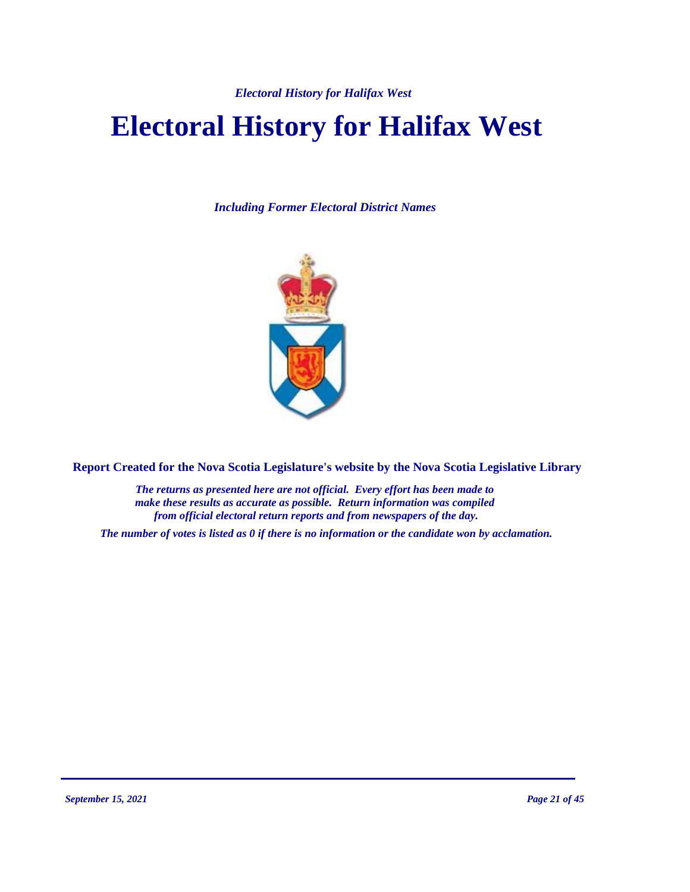# Electoral History for Halifax West

*Including Former Electoral District Names*

**Report Created for the Nova Scotia Legislature's website by the Nova Scotia Legislative Library**

*The returns as presented here are not official. Every effort has been made to make these results as accurate as possible. Return information was compiled from official electoral return reports and from newspapers of the day.*

*The number of votes is listed as 0 if there is no information or the candidate won by acclamation.*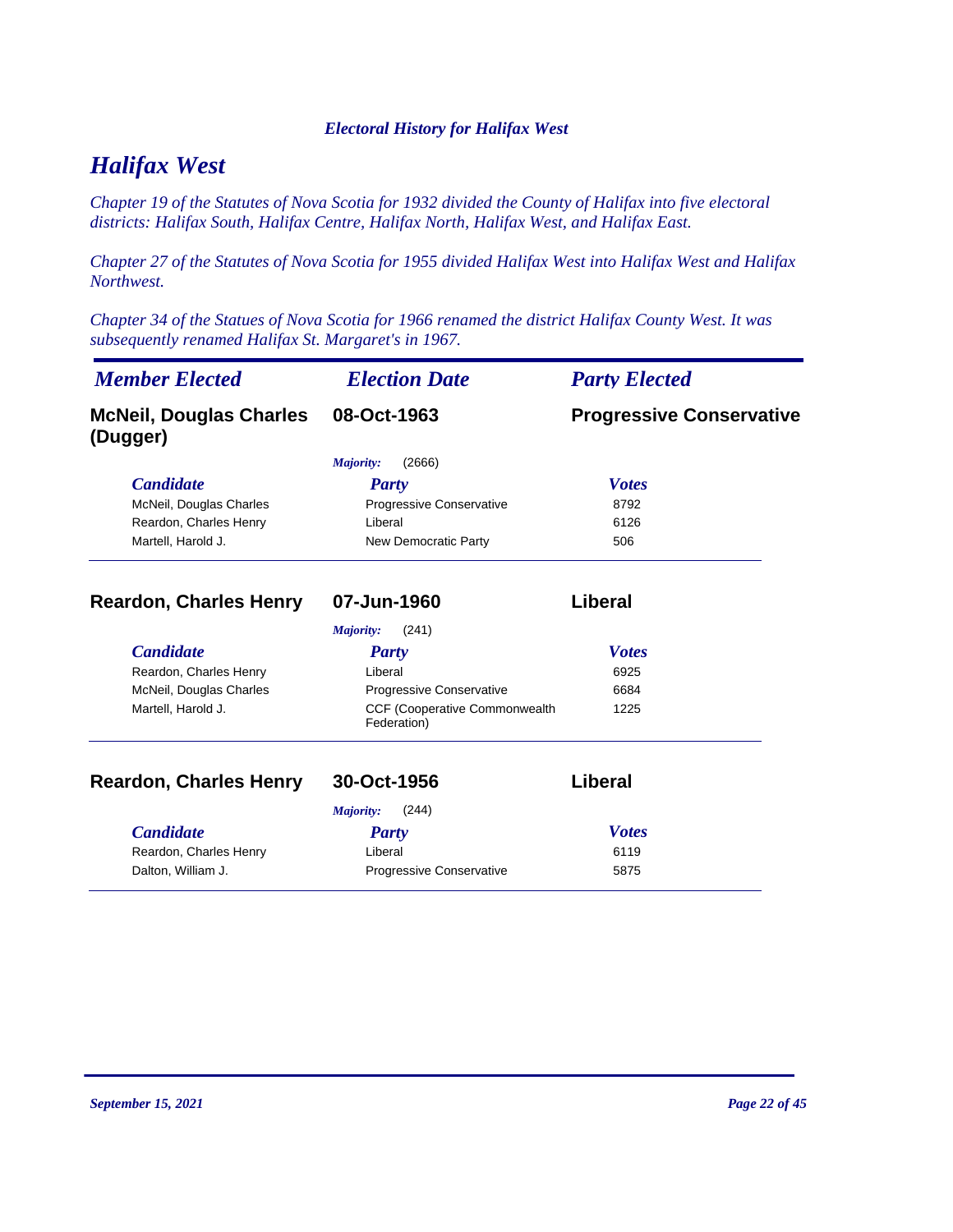# Halifax West

*Chapter 19 of the Statutes of Nova Scotia for 1932 divided the County of Halifax into five electoral districts: Halifax South, Halifax Centre, Halifax North, Halifax West, and Halifax East.*

*Chapter 27 of the Statutes of Nova Scotia for 1955 divided Halifax West into Halifax West and Halifax Northwest.*

*Chapter 34 of the Statues of Nova Scotia for 1966 renamed the district Halifax County West. It was subsequently renamed Halifax St. Margaret's in 1967.*

| *Member Elected* | *Election Date* | *Party Elected* |
|---|---|---|
| **McNeil, Douglas Charles (Dugger)** | **08-Oct-1963** | **Progressive Conservative** |

*Majority:* (2666)

| *Candidate* | *Party* | *Votes* |
|---|---|---|
| McNeil, Douglas Charles | Progressive Conservative | 8792 |
| Reardon, Charles Henry | Liberal | 6126 |
| Martell, Harold J. | New Democratic Party | 506 |

| | | |
|---|---|---|
| **Reardon, Charles Henry** | **07-Jun-1960** | **Liberal** |

*Majority:* (241)

| *Candidate* | *Party* | *Votes* |
|---|---|---|
| Reardon, Charles Henry | Liberal | 6925 |
| McNeil, Douglas Charles | Progressive Conservative | 6684 |
| Martell, Harold J. | CCF (Cooperative Commonwealth Federation) | 1225 |

| | | |
|---|---|---|
| **Reardon, Charles Henry** | **30-Oct-1956** | **Liberal** |

*Majority:* (244)

| *Candidate* | *Party* | *Votes* |
|---|---|---|
| Reardon, Charles Henry | Liberal | 6119 |
| Dalton, William J. | Progressive Conservative | 5875 |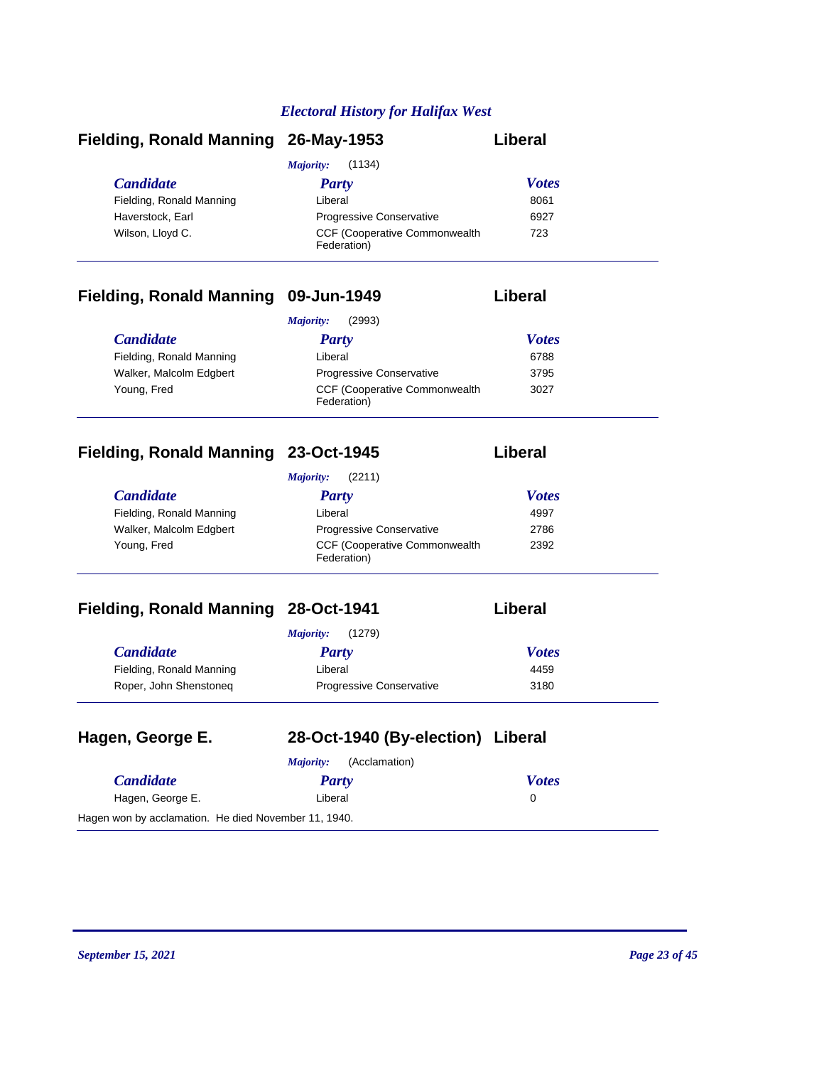## Electral History for Halifax West

### Fielding, Ronald Manning — 26-May-1953 — Liberal

*Majority:* (1134)

| Candidate | Party | Votes |
|---|---|---|
| Fielding, Ronald Manning | Liberal | 8061 |
| Haverstock, Earl | Progressive Conservative | 6927 |
| Wilson, Lloyd C. | CCF (Cooperative Commonwealth Federation) | 723 |

### Fielding, Ronald Manning — 09-Jun-1949 — Liberal

*Majority:* (2993)

| Candidate | Party | Votes |
|---|---|---|
| Fielding, Ronald Manning | Liberal | 6788 |
| Walker, Malcolm Edgbert | Progressive Conservative | 3795 |
| Young, Fred | CCF (Cooperative Commonwealth Federation) | 3027 |

### Fielding, Ronald Manning — 23-Oct-1945 — Liberal

*Majority:* (2211)

| Candidate | Party | Votes |
|---|---|---|
| Fielding, Ronald Manning | Liberal | 4997 |
| Walker, Malcolm Edgbert | Progressive Conservative | 2786 |
| Young, Fred | CCF (Cooperative Commonwealth Federation) | 2392 |

### Fielding, Ronald Manning — 28-Oct-1941 — Liberal

*Majority:* (1279)

| Candidate | Party | Votes |
|---|---|---|
| Fielding, Ronald Manning | Liberal | 4459 |
| Roper, John Shenstoneq | Progressive Conservative | 3180 |

### Hagen, George E. — 28-Oct-1940 (By-election) — Liberal

*Majority:* (Acclamation)

| Candidate | Party | Votes |
|---|---|---|
| Hagen, George E. | Liberal | 0 |

Hagen won by acclamation. He died November 11, 1940.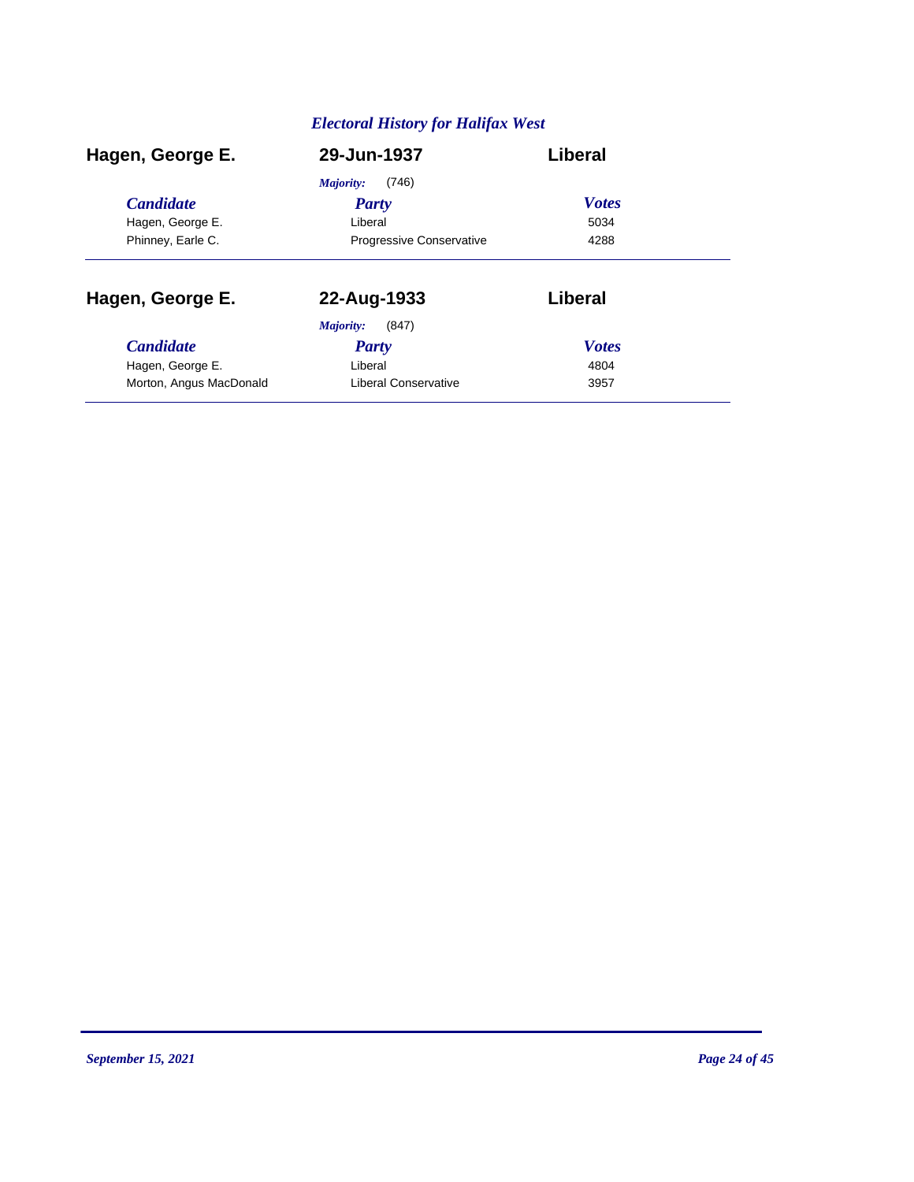## *Electoral History for Halifax West*

### Hagen, George E. — 29-Jun-1937 — Liberal

*Majority:* (746)

| *Candidate* | *Party* | *Votes* |
|---|---|---|
| Hagen, George E. | Liberal | 5034 |
| Phinney, Earle C. | Progressive Conservative | 4288 |

### Hagen, George E. — 22-Aug-1933 — Liberal

*Majority:* (847)

| *Candidate* | *Party* | *Votes* |
|---|---|---|
| Hagen, George E. | Liberal | 4804 |
| Morton, Angus MacDonald | Liberal Conservative | 3957 |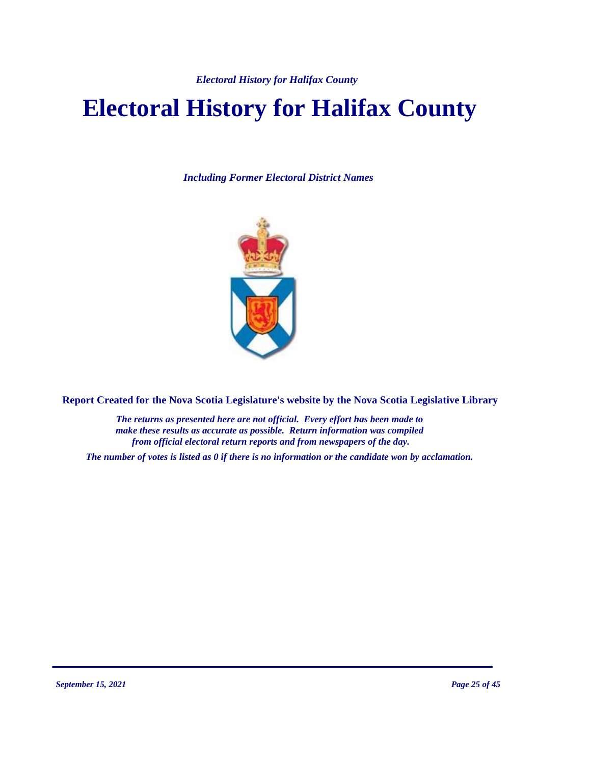# Electoral History for Halifax County

*Including Former Electoral District Names*

**Report Created for the Nova Scotia Legislature's website by the Nova Scotia Legislative Library**

*The returns as presented here are not official. Every effort has been made to make these results as accurate as possible. Return information was compiled from official electoral return reports and from newspapers of the day.*

*The number of votes is listed as 0 if there is no information or the candidate won by acclamation.*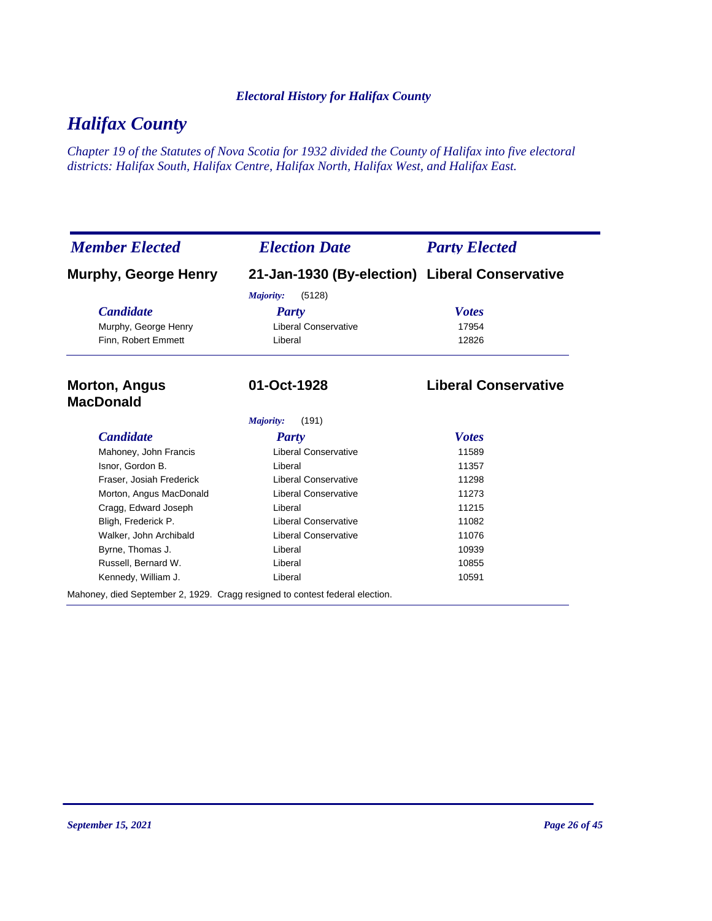*Electoral History for Halifax County*

# *Halifax County*

*Chapter 19 of the Statutes of Nova Scotia for 1932 divided the County of Halifax into five electoral districts: Halifax South, Halifax Centre, Halifax North, Halifax West, and Halifax East.*

| *Member Elected* | *Election Date* | *Party Elected* |
|---|---|---|
| **Murphy, George Henry** | **21-Jan-1930 (By-election)** | **Liberal Conservative** |

*Majority:* (5128)

| *Candidate* | *Party* | *Votes* |
|---|---|---|
| Murphy, George Henry | Liberal Conservative | 17954 |
| Finn, Robert Emmett | Liberal | 12826 |

| *Member Elected* | *Election Date* | *Party Elected* |
|---|---|---|
| **Morton, Angus MacDonald** | **01-Oct-1928** | **Liberal Conservative** |

*Majority:* (191)

| *Candidate* | *Party* | *Votes* |
|---|---|---|
| Mahoney, John Francis | Liberal Conservative | 11589 |
| Isnor, Gordon B. | Liberal | 11357 |
| Fraser, Josiah Frederick | Liberal Conservative | 11298 |
| Morton, Angus MacDonald | Liberal Conservative | 11273 |
| Cragg, Edward Joseph | Liberal | 11215 |
| Bligh, Frederick P. | Liberal Conservative | 11082 |
| Walker, John Archibald | Liberal Conservative | 11076 |
| Byrne, Thomas J. | Liberal | 10939 |
| Russell, Bernard W. | Liberal | 10855 |
| Kennedy, William J. | Liberal | 10591 |

Mahoney, died September 2, 1929. Cragg resigned to contest federal election.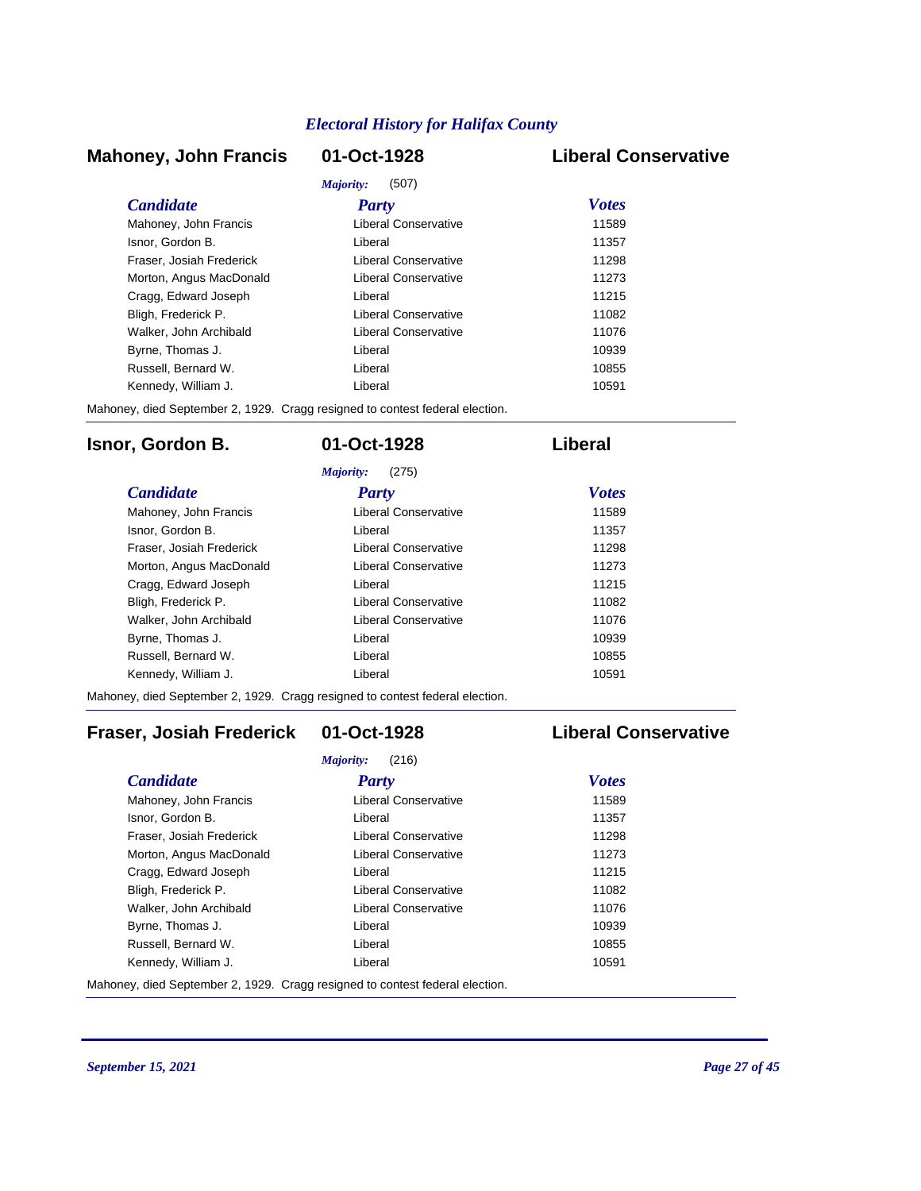## Mahoney, John Francis — 01-Oct-1928 — Liberal Conservative

*Majority:* (507)

| Candidate | Party | Votes |
|---|---|---|
| Mahoney, John Francis | Liberal Conservative | 11589 |
| Isnor, Gordon B. | Liberal | 11357 |
| Fraser, Josiah Frederick | Liberal Conservative | 11298 |
| Morton, Angus MacDonald | Liberal Conservative | 11273 |
| Cragg, Edward Joseph | Liberal | 11215 |
| Bligh, Frederick P. | Liberal Conservative | 11082 |
| Walker, John Archibald | Liberal Conservative | 11076 |
| Byrne, Thomas J. | Liberal | 10939 |
| Russell, Bernard W. | Liberal | 10855 |
| Kennedy, William J. | Liberal | 10591 |

Mahoney, died September 2, 1929. Cragg resigned to contest federal election.

## Isnor, Gordon B. — 01-Oct-1928 — Liberal

*Majority:* (275)

| Candidate | Party | Votes |
|---|---|---|
| Mahoney, John Francis | Liberal Conservative | 11589 |
| Isnor, Gordon B. | Liberal | 11357 |
| Fraser, Josiah Frederick | Liberal Conservative | 11298 |
| Morton, Angus MacDonald | Liberal Conservative | 11273 |
| Cragg, Edward Joseph | Liberal | 11215 |
| Bligh, Frederick P. | Liberal Conservative | 11082 |
| Walker, John Archibald | Liberal Conservative | 11076 |
| Byrne, Thomas J. | Liberal | 10939 |
| Russell, Bernard W. | Liberal | 10855 |
| Kennedy, William J. | Liberal | 10591 |

Mahoney, died September 2, 1929. Cragg resigned to contest federal election.

## Fraser, Josiah Frederick — 01-Oct-1928 — Liberal Conservative

*Majority:* (216)

| Candidate | Party | Votes |
|---|---|---|
| Mahoney, John Francis | Liberal Conservative | 11589 |
| Isnor, Gordon B. | Liberal | 11357 |
| Fraser, Josiah Frederick | Liberal Conservative | 11298 |
| Morton, Angus MacDonald | Liberal Conservative | 11273 |
| Cragg, Edward Joseph | Liberal | 11215 |
| Bligh, Frederick P. | Liberal Conservative | 11082 |
| Walker, John Archibald | Liberal Conservative | 11076 |
| Byrne, Thomas J. | Liberal | 10939 |
| Russell, Bernard W. | Liberal | 10855 |
| Kennedy, William J. | Liberal | 10591 |

Mahoney, died September 2, 1929. Cragg resigned to contest federal election.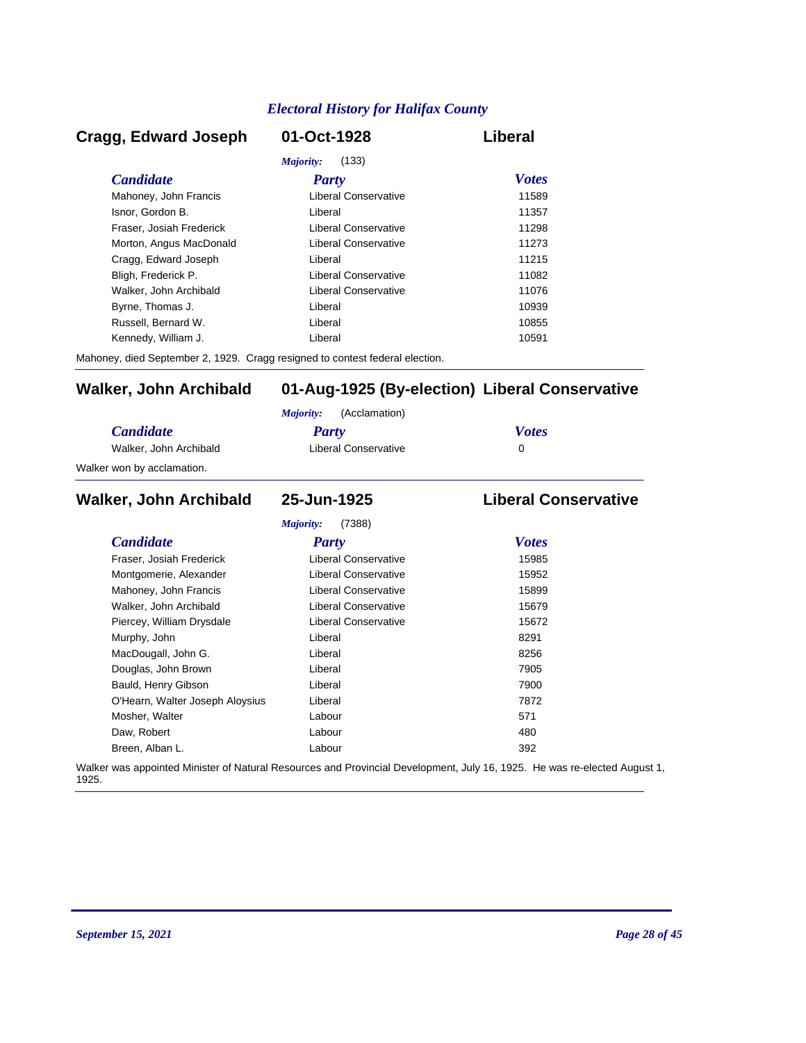## Cragg, Edward Joseph — 01-Oct-1928 — Liberal

*Majority:* (133)

| Candidate | Party | Votes |
|---|---|---|
| Mahoney, John Francis | Liberal Conservative | 11589 |
| Isnor, Gordon B. | Liberal | 11357 |
| Fraser, Josiah Frederick | Liberal Conservative | 11298 |
| Morton, Angus MacDonald | Liberal Conservative | 11273 |
| Cragg, Edward Joseph | Liberal | 11215 |
| Bligh, Frederick P. | Liberal Conservative | 11082 |
| Walker, John Archibald | Liberal Conservative | 11076 |
| Byrne, Thomas J. | Liberal | 10939 |
| Russell, Bernard W. | Liberal | 10855 |
| Kennedy, William J. | Liberal | 10591 |

Mahoney, died September 2, 1929. Cragg resigned to contest federal election.

## Walker, John Archibald — 01-Aug-1925 (By-election) — Liberal Conservative

*Majority:* (Acclamation)

| Candidate | Party | Votes |
|---|---|---|
| Walker, John Archibald | Liberal Conservative | 0 |

Walker won by acclamation.

## Walker, John Archibald — 25-Jun-1925 — Liberal Conservative

*Majority:* (7388)

| Candidate | Party | Votes |
|---|---|---|
| Fraser, Josiah Frederick | Liberal Conservative | 15985 |
| Montgomerie, Alexander | Liberal Conservative | 15952 |
| Mahoney, John Francis | Liberal Conservative | 15899 |
| Walker, John Archibald | Liberal Conservative | 15679 |
| Piercey, William Drysdale | Liberal Conservative | 15672 |
| Murphy, John | Liberal | 8291 |
| MacDougall, John G. | Liberal | 8256 |
| Douglas, John Brown | Liberal | 7905 |
| Bauld, Henry Gibson | Liberal | 7900 |
| O'Hearn, Walter Joseph Aloysius | Liberal | 7872 |
| Mosher, Walter | Labour | 571 |
| Daw, Robert | Labour | 480 |
| Breen, Alban L. | Labour | 392 |

Walker was appointed Minister of Natural Resources and Provincial Development, July 16, 1925. He was re-elected August 1, 1925.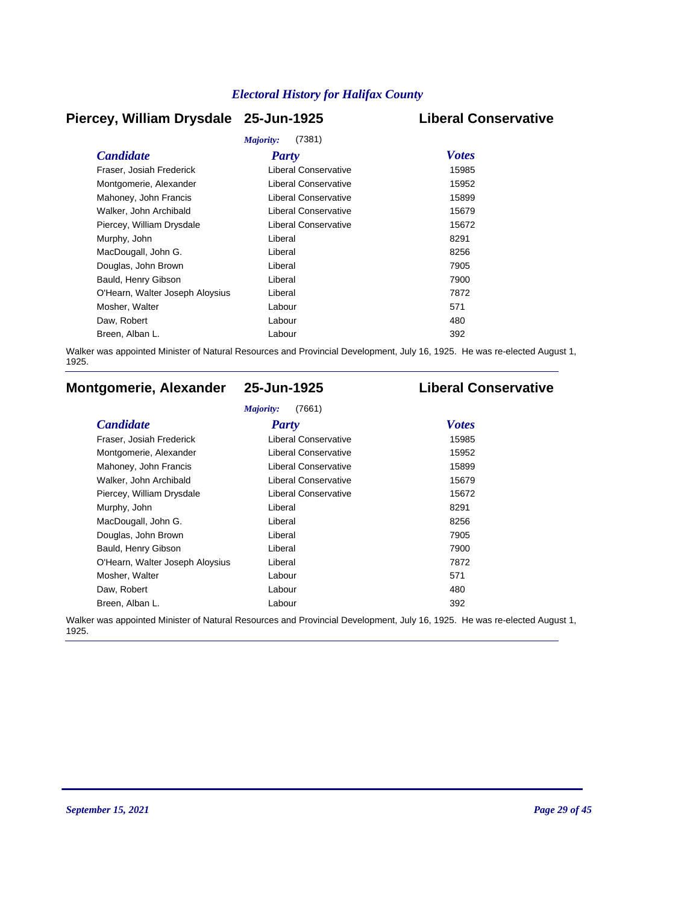## Piercey, William Drysdale 25-Jun-1925 Liberal Conservative

*Majority:* (7381)

| Candidate | Party | Votes |
|---|---|---|
| Fraser, Josiah Frederick | Liberal Conservative | 15985 |
| Montgomerie, Alexander | Liberal Conservative | 15952 |
| Mahoney, John Francis | Liberal Conservative | 15899 |
| Walker, John Archibald | Liberal Conservative | 15679 |
| Piercey, William Drysdale | Liberal Conservative | 15672 |
| Murphy, John | Liberal | 8291 |
| MacDougall, John G. | Liberal | 8256 |
| Douglas, John Brown | Liberal | 7905 |
| Bauld, Henry Gibson | Liberal | 7900 |
| O'Hearn, Walter Joseph Aloysius | Liberal | 7872 |
| Mosher, Walter | Labour | 571 |
| Daw, Robert | Labour | 480 |
| Breen, Alban L. | Labour | 392 |

Walker was appointed Minister of Natural Resources and Provincial Development, July 16, 1925. He was re-elected August 1, 1925.

## Montgomerie, Alexander 25-Jun-1925 Liberal Conservative

*Majority:* (7661)

| Candidate | Party | Votes |
|---|---|---|
| Fraser, Josiah Frederick | Liberal Conservative | 15985 |
| Montgomerie, Alexander | Liberal Conservative | 15952 |
| Mahoney, John Francis | Liberal Conservative | 15899 |
| Walker, John Archibald | Liberal Conservative | 15679 |
| Piercey, William Drysdale | Liberal Conservative | 15672 |
| Murphy, John | Liberal | 8291 |
| MacDougall, John G. | Liberal | 8256 |
| Douglas, John Brown | Liberal | 7905 |
| Bauld, Henry Gibson | Liberal | 7900 |
| O'Hearn, Walter Joseph Aloysius | Liberal | 7872 |
| Mosher, Walter | Labour | 571 |
| Daw, Robert | Labour | 480 |
| Breen, Alban L. | Labour | 392 |

Walker was appointed Minister of Natural Resources and Provincial Development, July 16, 1925. He was re-elected August 1, 1925.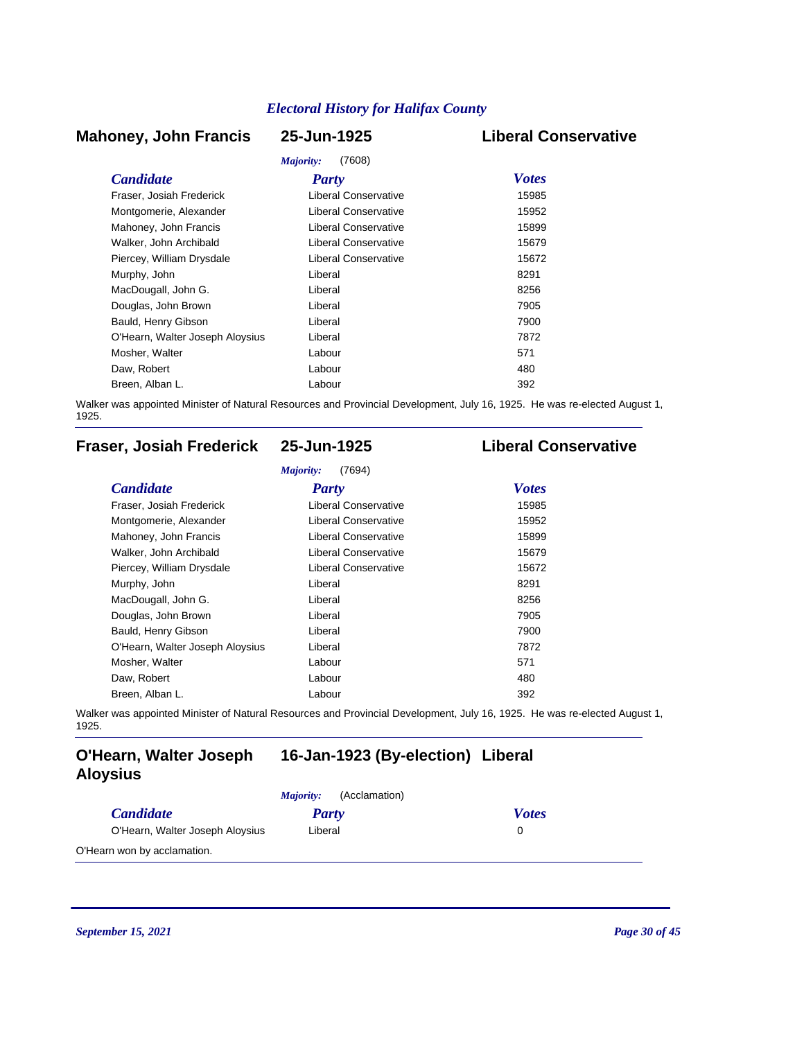## Mahoney, John Francis — 25-Jun-1925 — Liberal Conservative

*Majority:* (7608)

| Candidate | Party | Votes |
| --- | --- | --- |
| Fraser, Josiah Frederick | Liberal Conservative | 15985 |
| Montgomerie, Alexander | Liberal Conservative | 15952 |
| Mahoney, John Francis | Liberal Conservative | 15899 |
| Walker, John Archibald | Liberal Conservative | 15679 |
| Piercey, William Drysdale | Liberal Conservative | 15672 |
| Murphy, John | Liberal | 8291 |
| MacDougall, John G. | Liberal | 8256 |
| Douglas, John Brown | Liberal | 7905 |
| Bauld, Henry Gibson | Liberal | 7900 |
| O'Hearn, Walter Joseph Aloysius | Liberal | 7872 |
| Mosher, Walter | Labour | 571 |
| Daw, Robert | Labour | 480 |
| Breen, Alban L. | Labour | 392 |

Walker was appointed Minister of Natural Resources and Provincial Development, July 16, 1925. He was re-elected August 1, 1925.

## Fraser, Josiah Frederick — 25-Jun-1925 — Liberal Conservative

*Majority:* (7694)

| Candidate | Party | Votes |
| --- | --- | --- |
| Fraser, Josiah Frederick | Liberal Conservative | 15985 |
| Montgomerie, Alexander | Liberal Conservative | 15952 |
| Mahoney, John Francis | Liberal Conservative | 15899 |
| Walker, John Archibald | Liberal Conservative | 15679 |
| Piercey, William Drysdale | Liberal Conservative | 15672 |
| Murphy, John | Liberal | 8291 |
| MacDougall, John G. | Liberal | 8256 |
| Douglas, John Brown | Liberal | 7905 |
| Bauld, Henry Gibson | Liberal | 7900 |
| O'Hearn, Walter Joseph Aloysius | Liberal | 7872 |
| Mosher, Walter | Labour | 571 |
| Daw, Robert | Labour | 480 |
| Breen, Alban L. | Labour | 392 |

Walker was appointed Minister of Natural Resources and Provincial Development, July 16, 1925. He was re-elected August 1, 1925.

## O'Hearn, Walter Joseph Aloysius — 16-Jan-1923 (By-election) — Liberal

*Majority:* (Acclamation)

| Candidate | Party | Votes |
| --- | --- | --- |
| O'Hearn, Walter Joseph Aloysius | Liberal | 0 |

O'Hearn won by acclamation.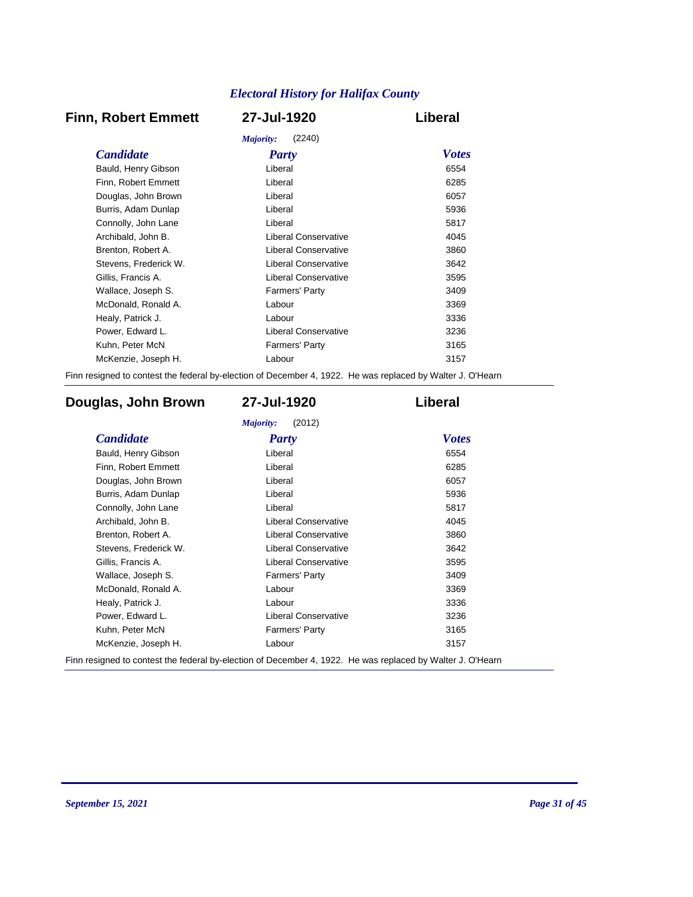## Finn, Robert Emmett — 27-Jul-1920 — Liberal

*Majority:* (2240)

| *Candidate* | *Party* | *Votes* |
|---|---|---|
| Bauld, Henry Gibson | Liberal | 6554 |
| Finn, Robert Emmett | Liberal | 6285 |
| Douglas, John Brown | Liberal | 6057 |
| Burris, Adam Dunlap | Liberal | 5936 |
| Connolly, John Lane | Liberal | 5817 |
| Archibald, John B. | Liberal Conservative | 4045 |
| Brenton, Robert A. | Liberal Conservative | 3860 |
| Stevens, Frederick W. | Liberal Conservative | 3642 |
| Gillis, Francis A. | Liberal Conservative | 3595 |
| Wallace, Joseph S. | Farmers' Party | 3409 |
| McDonald, Ronald A. | Labour | 3369 |
| Healy, Patrick J. | Labour | 3336 |
| Power, Edward L. | Liberal Conservative | 3236 |
| Kuhn, Peter McN | Farmers' Party | 3165 |
| McKenzie, Joseph H. | Labour | 3157 |

Finn resigned to contest the federal by-election of December 4, 1922. He was replaced by Walter J. O'Hearn

---

## Douglas, John Brown — 27-Jul-1920 — Liberal

*Majority:* (2012)

| *Candidate* | *Party* | *Votes* |
|---|---|---|
| Bauld, Henry Gibson | Liberal | 6554 |
| Finn, Robert Emmett | Liberal | 6285 |
| Douglas, John Brown | Liberal | 6057 |
| Burris, Adam Dunlap | Liberal | 5936 |
| Connolly, John Lane | Liberal | 5817 |
| Archibald, John B. | Liberal Conservative | 4045 |
| Brenton, Robert A. | Liberal Conservative | 3860 |
| Stevens, Frederick W. | Liberal Conservative | 3642 |
| Gillis, Francis A. | Liberal Conservative | 3595 |
| Wallace, Joseph S. | Farmers' Party | 3409 |
| McDonald, Ronald A. | Labour | 3369 |
| Healy, Patrick J. | Labour | 3336 |
| Power, Edward L. | Liberal Conservative | 3236 |
| Kuhn, Peter McN | Farmers' Party | 3165 |
| McKenzie, Joseph H. | Labour | 3157 |

Finn resigned to contest the federal by-election of December 4, 1922. He was replaced by Walter J. O'Hearn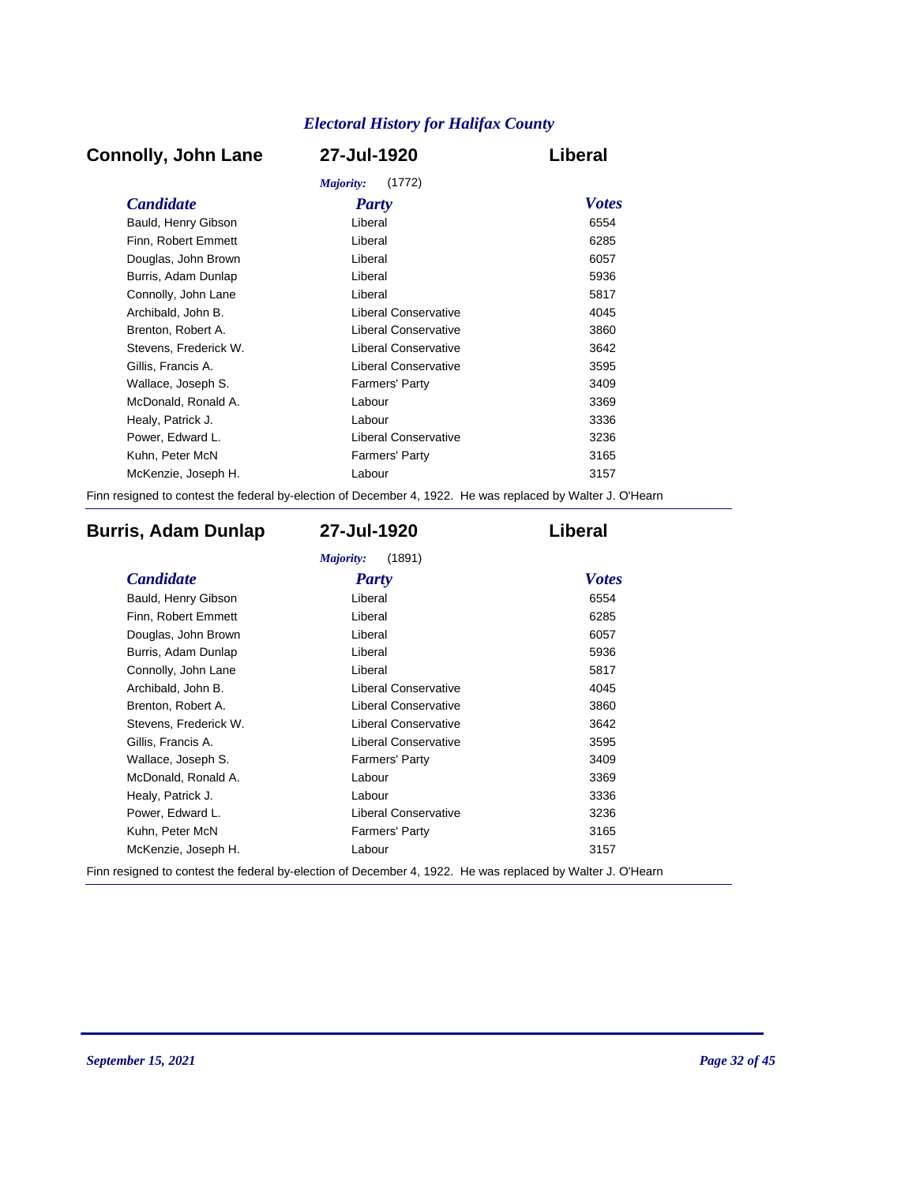## Connolly, John Lane — 27-Jul-1920 — Liberal

*Majority:* (1772)

| Candidate | Party | Votes |
|---|---|---|
| Bauld, Henry Gibson | Liberal | 6554 |
| Finn, Robert Emmett | Liberal | 6285 |
| Douglas, John Brown | Liberal | 6057 |
| Burris, Adam Dunlap | Liberal | 5936 |
| Connolly, John Lane | Liberal | 5817 |
| Archibald, John B. | Liberal Conservative | 4045 |
| Brenton, Robert A. | Liberal Conservative | 3860 |
| Stevens, Frederick W. | Liberal Conservative | 3642 |
| Gillis, Francis A. | Liberal Conservative | 3595 |
| Wallace, Joseph S. | Farmers' Party | 3409 |
| McDonald, Ronald A. | Labour | 3369 |
| Healy, Patrick J. | Labour | 3336 |
| Power, Edward L. | Liberal Conservative | 3236 |
| Kuhn, Peter McN | Farmers' Party | 3165 |
| McKenzie, Joseph H. | Labour | 3157 |

Finn resigned to contest the federal by-election of December 4, 1922. He was replaced by Walter J. O'Hearn

## Burris, Adam Dunlap — 27-Jul-1920 — Liberal

*Majority:* (1891)

| Candidate | Party | Votes |
|---|---|---|
| Bauld, Henry Gibson | Liberal | 6554 |
| Finn, Robert Emmett | Liberal | 6285 |
| Douglas, John Brown | Liberal | 6057 |
| Burris, Adam Dunlap | Liberal | 5936 |
| Connolly, John Lane | Liberal | 5817 |
| Archibald, John B. | Liberal Conservative | 4045 |
| Brenton, Robert A. | Liberal Conservative | 3860 |
| Stevens, Frederick W. | Liberal Conservative | 3642 |
| Gillis, Francis A. | Liberal Conservative | 3595 |
| Wallace, Joseph S. | Farmers' Party | 3409 |
| McDonald, Ronald A. | Labour | 3369 |
| Healy, Patrick J. | Labour | 3336 |
| Power, Edward L. | Liberal Conservative | 3236 |
| Kuhn, Peter McN | Farmers' Party | 3165 |
| McKenzie, Joseph H. | Labour | 3157 |

Finn resigned to contest the federal by-election of December 4, 1922. He was replaced by Walter J. O'Hearn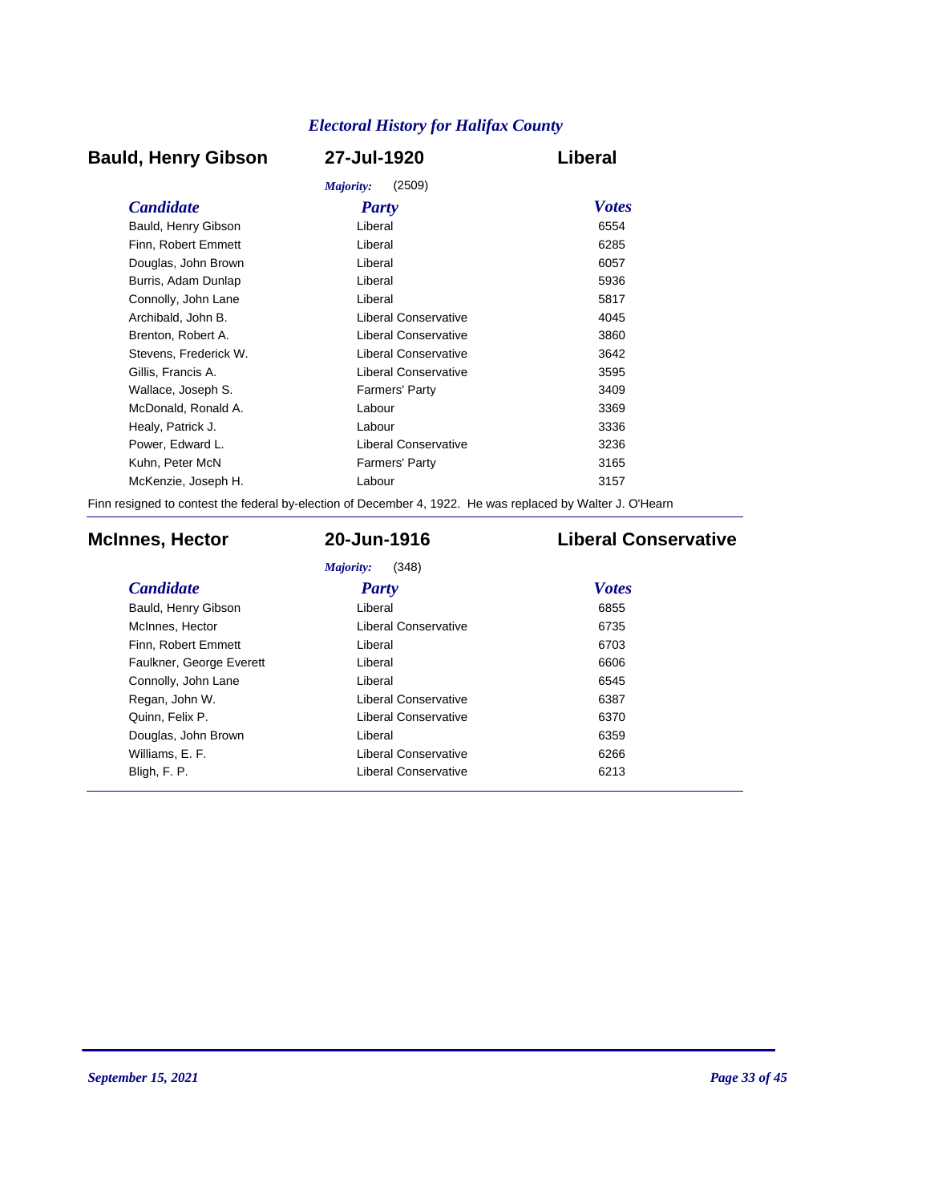## Bauld, Henry Gibson — 27-Jul-1920 — Liberal

*Majority:* (2509)

| *Candidate* | *Party* | *Votes* |
|---|---|---|
| Bauld, Henry Gibson | Liberal | 6554 |
| Finn, Robert Emmett | Liberal | 6285 |
| Douglas, John Brown | Liberal | 6057 |
| Burris, Adam Dunlap | Liberal | 5936 |
| Connolly, John Lane | Liberal | 5817 |
| Archibald, John B. | Liberal Conservative | 4045 |
| Brenton, Robert A. | Liberal Conservative | 3860 |
| Stevens, Frederick W. | Liberal Conservative | 3642 |
| Gillis, Francis A. | Liberal Conservative | 3595 |
| Wallace, Joseph S. | Farmers' Party | 3409 |
| McDonald, Ronald A. | Labour | 3369 |
| Healy, Patrick J. | Labour | 3336 |
| Power, Edward L. | Liberal Conservative | 3236 |
| Kuhn, Peter McN | Farmers' Party | 3165 |
| McKenzie, Joseph H. | Labour | 3157 |

Finn resigned to contest the federal by-election of December 4, 1922. He was replaced by Walter J. O'Hearn

## McInnes, Hector — 20-Jun-1916 — Liberal Conservative

*Majority:* (348)

| *Candidate* | *Party* | *Votes* |
|---|---|---|
| Bauld, Henry Gibson | Liberal | 6855 |
| McInnes, Hector | Liberal Conservative | 6735 |
| Finn, Robert Emmett | Liberal | 6703 |
| Faulkner, George Everett | Liberal | 6606 |
| Connolly, John Lane | Liberal | 6545 |
| Regan, John W. | Liberal Conservative | 6387 |
| Quinn, Felix P. | Liberal Conservative | 6370 |
| Douglas, John Brown | Liberal | 6359 |
| Williams, E. F. | Liberal Conservative | 6266 |
| Bligh, F. P. | Liberal Conservative | 6213 |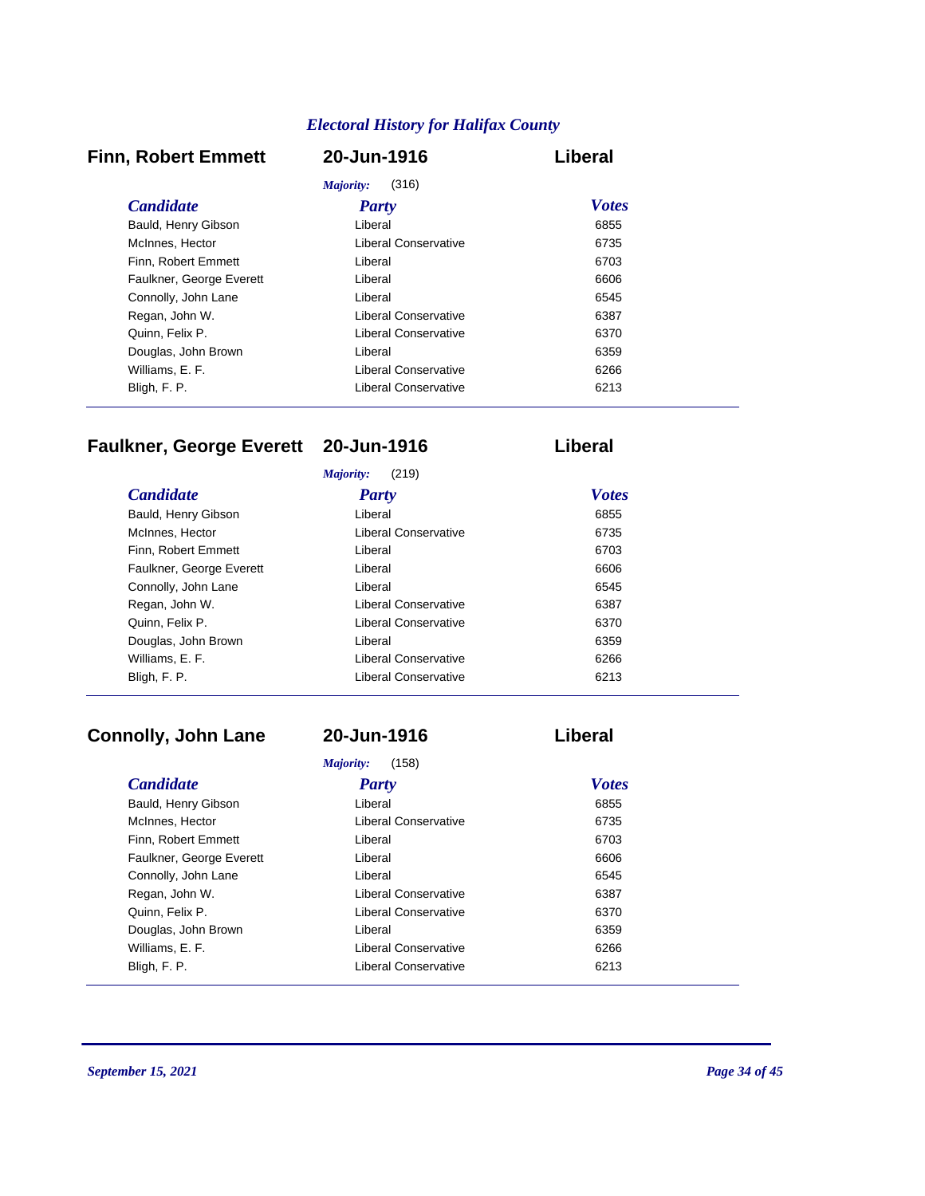## Electral History for Halifax County

### Finn, Robert Emmett — 20-Jun-1916 — Liberal

*Majority:* (316)

| Candidate | Party | Votes |
|---|---|---|
| Bauld, Henry Gibson | Liberal | 6855 |
| McInnes, Hector | Liberal Conservative | 6735 |
| Finn, Robert Emmett | Liberal | 6703 |
| Faulkner, George Everett | Liberal | 6606 |
| Connolly, John Lane | Liberal | 6545 |
| Regan, John W. | Liberal Conservative | 6387 |
| Quinn, Felix P. | Liberal Conservative | 6370 |
| Douglas, John Brown | Liberal | 6359 |
| Williams, E. F. | Liberal Conservative | 6266 |
| Bligh, F. P. | Liberal Conservative | 6213 |

### Faulkner, George Everett — 20-Jun-1916 — Liberal

*Majority:* (219)

| Candidate | Party | Votes |
|---|---|---|
| Bauld, Henry Gibson | Liberal | 6855 |
| McInnes, Hector | Liberal Conservative | 6735 |
| Finn, Robert Emmett | Liberal | 6703 |
| Faulkner, George Everett | Liberal | 6606 |
| Connolly, John Lane | Liberal | 6545 |
| Regan, John W. | Liberal Conservative | 6387 |
| Quinn, Felix P. | Liberal Conservative | 6370 |
| Douglas, John Brown | Liberal | 6359 |
| Williams, E. F. | Liberal Conservative | 6266 |
| Bligh, F. P. | Liberal Conservative | 6213 |

### Connolly, John Lane — 20-Jun-1916 — Liberal

*Majority:* (158)

| Candidate | Party | Votes |
|---|---|---|
| Bauld, Henry Gibson | Liberal | 6855 |
| McInnes, Hector | Liberal Conservative | 6735 |
| Finn, Robert Emmett | Liberal | 6703 |
| Faulkner, George Everett | Liberal | 6606 |
| Connolly, John Lane | Liberal | 6545 |
| Regan, John W. | Liberal Conservative | 6387 |
| Quinn, Felix P. | Liberal Conservative | 6370 |
| Douglas, John Brown | Liberal | 6359 |
| Williams, E. F. | Liberal Conservative | 6266 |
| Bligh, F. P. | Liberal Conservative | 6213 |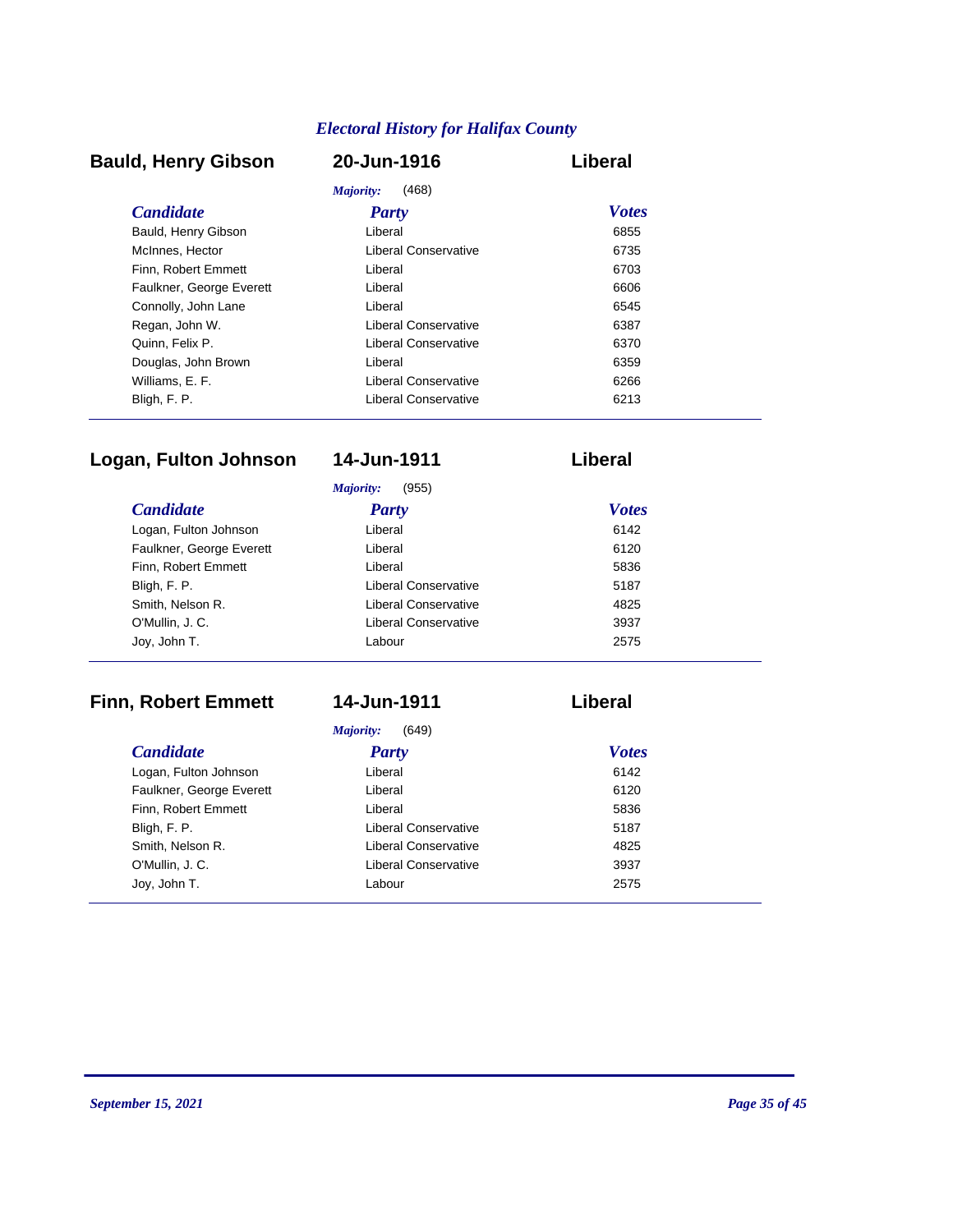## Bauld, Henry Gibson — 20-Jun-1916 — Liberal

*Majority:* (468)

| Candidate | Party | Votes |
|---|---|---|
| Bauld, Henry Gibson | Liberal | 6855 |
| McInnes, Hector | Liberal Conservative | 6735 |
| Finn, Robert Emmett | Liberal | 6703 |
| Faulkner, George Everett | Liberal | 6606 |
| Connolly, John Lane | Liberal | 6545 |
| Regan, John W. | Liberal Conservative | 6387 |
| Quinn, Felix P. | Liberal Conservative | 6370 |
| Douglas, John Brown | Liberal | 6359 |
| Williams, E. F. | Liberal Conservative | 6266 |
| Bligh, F. P. | Liberal Conservative | 6213 |

## Logan, Fulton Johnson — 14-Jun-1911 — Liberal

*Majority:* (955)

| Candidate | Party | Votes |
|---|---|---|
| Logan, Fulton Johnson | Liberal | 6142 |
| Faulkner, George Everett | Liberal | 6120 |
| Finn, Robert Emmett | Liberal | 5836 |
| Bligh, F. P. | Liberal Conservative | 5187 |
| Smith, Nelson R. | Liberal Conservative | 4825 |
| O'Mullin, J. C. | Liberal Conservative | 3937 |
| Joy, John T. | Labour | 2575 |

## Finn, Robert Emmett — 14-Jun-1911 — Liberal

*Majority:* (649)

| Candidate | Party | Votes |
|---|---|---|
| Logan, Fulton Johnson | Liberal | 6142 |
| Faulkner, George Everett | Liberal | 6120 |
| Finn, Robert Emmett | Liberal | 5836 |
| Bligh, F. P. | Liberal Conservative | 5187 |
| Smith, Nelson R. | Liberal Conservative | 4825 |
| O'Mullin, J. C. | Liberal Conservative | 3937 |
| Joy, John T. | Labour | 2575 |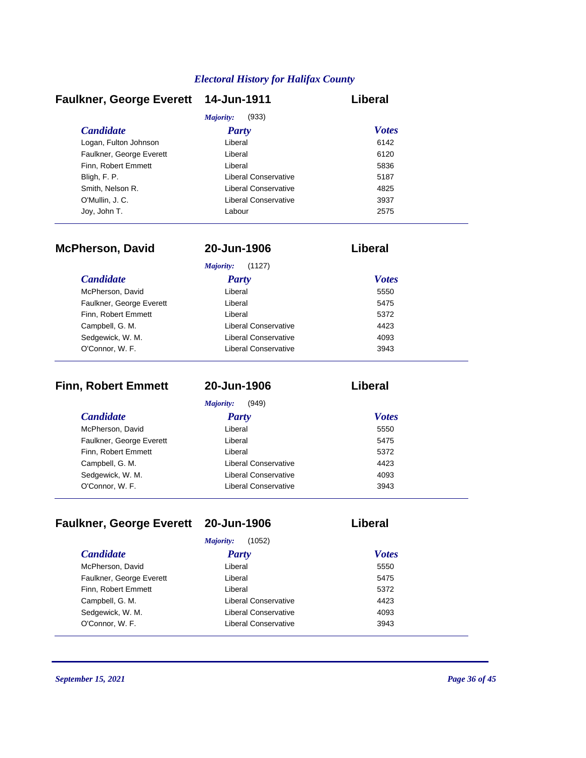## Faulkner, George Everett — 14-Jun-1911 — Liberal

*Majority:* (933)

| Candidate | Party | Votes |
|---|---|---|
| Logan, Fulton Johnson | Liberal | 6142 |
| Faulkner, George Everett | Liberal | 6120 |
| Finn, Robert Emmett | Liberal | 5836 |
| Bligh, F. P. | Liberal Conservative | 5187 |
| Smith, Nelson R. | Liberal Conservative | 4825 |
| O'Mullin, J. C. | Liberal Conservative | 3937 |
| Joy, John T. | Labour | 2575 |

## McPherson, David — 20-Jun-1906 — Liberal

*Majority:* (1127)

| Candidate | Party | Votes |
|---|---|---|
| McPherson, David | Liberal | 5550 |
| Faulkner, George Everett | Liberal | 5475 |
| Finn, Robert Emmett | Liberal | 5372 |
| Campbell, G. M. | Liberal Conservative | 4423 |
| Sedgewick, W. M. | Liberal Conservative | 4093 |
| O'Connor, W. F. | Liberal Conservative | 3943 |

## Finn, Robert Emmett — 20-Jun-1906 — Liberal

*Majority:* (949)

| Candidate | Party | Votes |
|---|---|---|
| McPherson, David | Liberal | 5550 |
| Faulkner, George Everett | Liberal | 5475 |
| Finn, Robert Emmett | Liberal | 5372 |
| Campbell, G. M. | Liberal Conservative | 4423 |
| Sedgewick, W. M. | Liberal Conservative | 4093 |
| O'Connor, W. F. | Liberal Conservative | 3943 |

## Faulkner, George Everett — 20-Jun-1906 — Liberal

*Majority:* (1052)

| Candidate | Party | Votes |
|---|---|---|
| McPherson, David | Liberal | 5550 |
| Faulkner, George Everett | Liberal | 5475 |
| Finn, Robert Emmett | Liberal | 5372 |
| Campbell, G. M. | Liberal Conservative | 4423 |
| Sedgewick, W. M. | Liberal Conservative | 4093 |
| O'Connor, W. F. | Liberal Conservative | 3943 |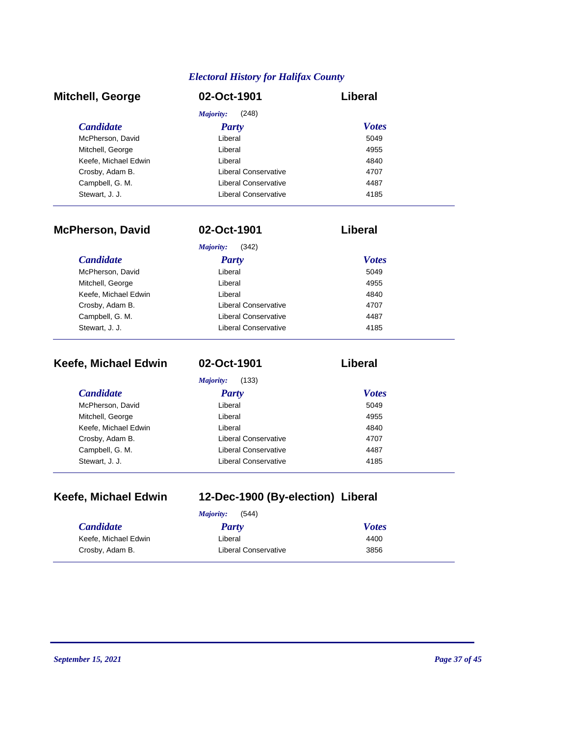*Electoral History for Halifax County*

## Mitchell, George — 02-Oct-1901 — Liberal

*Majority:* (248)

| Candidate | Party | Votes |
|---|---|---|
| McPherson, David | Liberal | 5049 |
| Mitchell, George | Liberal | 4955 |
| Keefe, Michael Edwin | Liberal | 4840 |
| Crosby, Adam B. | Liberal Conservative | 4707 |
| Campbell, G. M. | Liberal Conservative | 4487 |
| Stewart, J. J. | Liberal Conservative | 4185 |

## McPherson, David — 02-Oct-1901 — Liberal

*Majority:* (342)

| Candidate | Party | Votes |
|---|---|---|
| McPherson, David | Liberal | 5049 |
| Mitchell, George | Liberal | 4955 |
| Keefe, Michael Edwin | Liberal | 4840 |
| Crosby, Adam B. | Liberal Conservative | 4707 |
| Campbell, G. M. | Liberal Conservative | 4487 |
| Stewart, J. J. | Liberal Conservative | 4185 |

## Keefe, Michael Edwin — 02-Oct-1901 — Liberal

*Majority:* (133)

| Candidate | Party | Votes |
|---|---|---|
| McPherson, David | Liberal | 5049 |
| Mitchell, George | Liberal | 4955 |
| Keefe, Michael Edwin | Liberal | 4840 |
| Crosby, Adam B. | Liberal Conservative | 4707 |
| Campbell, G. M. | Liberal Conservative | 4487 |
| Stewart, J. J. | Liberal Conservative | 4185 |

## Keefe, Michael Edwin — 12-Dec-1900 (By-election) — Liberal

*Majority:* (544)

| Candidate | Party | Votes |
|---|---|---|
| Keefe, Michael Edwin | Liberal | 4400 |
| Crosby, Adam B. | Liberal Conservative | 3856 |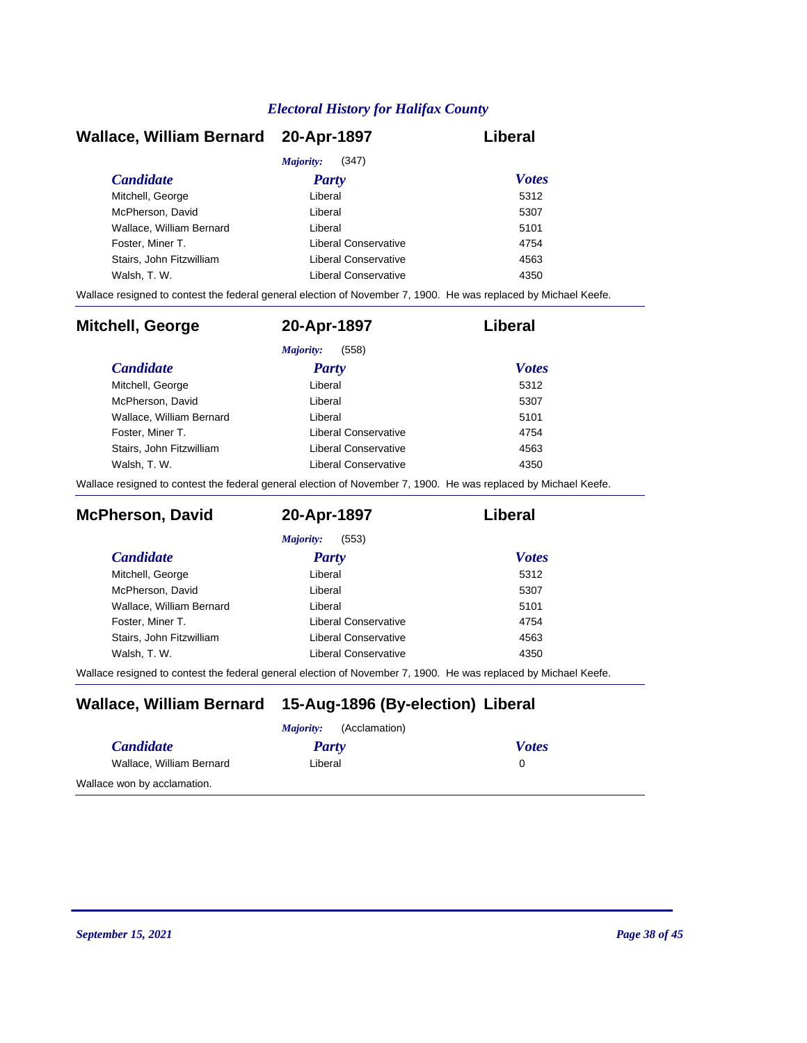## Wallace, William Bernard — 20-Apr-1897 — Liberal

*Majority:* (347)

| *Candidate* | *Party* | *Votes* |
|---|---|---|
| Mitchell, George | Liberal | 5312 |
| McPherson, David | Liberal | 5307 |
| Wallace, William Bernard | Liberal | 5101 |
| Foster, Miner T. | Liberal Conservative | 4754 |
| Stairs, John Fitzwilliam | Liberal Conservative | 4563 |
| Walsh, T. W. | Liberal Conservative | 4350 |

Wallace resigned to contest the federal general election of November 7, 1900. He was replaced by Michael Keefe.

## Mitchell, George — 20-Apr-1897 — Liberal

*Majority:* (558)

| *Candidate* | *Party* | *Votes* |
|---|---|---|
| Mitchell, George | Liberal | 5312 |
| McPherson, David | Liberal | 5307 |
| Wallace, William Bernard | Liberal | 5101 |
| Foster, Miner T. | Liberal Conservative | 4754 |
| Stairs, John Fitzwilliam | Liberal Conservative | 4563 |
| Walsh, T. W. | Liberal Conservative | 4350 |

Wallace resigned to contest the federal general election of November 7, 1900. He was replaced by Michael Keefe.

## McPherson, David — 20-Apr-1897 — Liberal

*Majority:* (553)

| *Candidate* | *Party* | *Votes* |
|---|---|---|
| Mitchell, George | Liberal | 5312 |
| McPherson, David | Liberal | 5307 |
| Wallace, William Bernard | Liberal | 5101 |
| Foster, Miner T. | Liberal Conservative | 4754 |
| Stairs, John Fitzwilliam | Liberal Conservative | 4563 |
| Walsh, T. W. | Liberal Conservative | 4350 |

Wallace resigned to contest the federal general election of November 7, 1900. He was replaced by Michael Keefe.

## Wallace, William Bernard — 15-Aug-1896 (By-election) — Liberal

*Majority:* (Acclamation)

| *Candidate* | *Party* | *Votes* |
|---|---|---|
| Wallace, William Bernard | Liberal | 0 |

Wallace won by acclamation.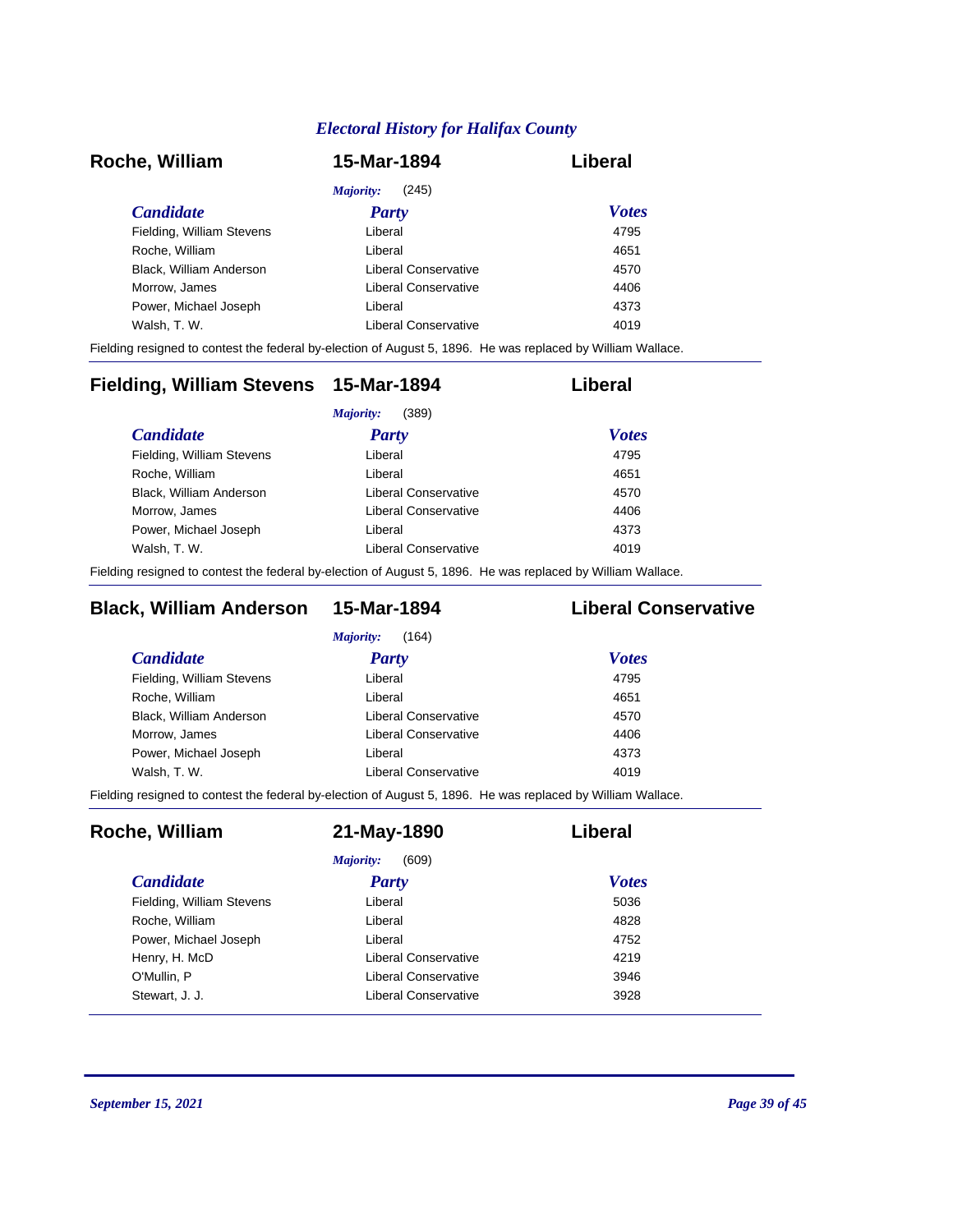## Roche, William — 15-Mar-1894 — Liberal

*Majority:* (245)

| Candidate | Party | Votes |
| --- | --- | --- |
| Fielding, William Stevens | Liberal | 4795 |
| Roche, William | Liberal | 4651 |
| Black, William Anderson | Liberal Conservative | 4570 |
| Morrow, James | Liberal Conservative | 4406 |
| Power, Michael Joseph | Liberal | 4373 |
| Walsh, T. W. | Liberal Conservative | 4019 |

Fielding resigned to contest the federal by-election of August 5, 1896. He was replaced by William Wallace.

## Fielding, William Stevens — 15-Mar-1894 — Liberal

*Majority:* (389)

| Candidate | Party | Votes |
| --- | --- | --- |
| Fielding, William Stevens | Liberal | 4795 |
| Roche, William | Liberal | 4651 |
| Black, William Anderson | Liberal Conservative | 4570 |
| Morrow, James | Liberal Conservative | 4406 |
| Power, Michael Joseph | Liberal | 4373 |
| Walsh, T. W. | Liberal Conservative | 4019 |

Fielding resigned to contest the federal by-election of August 5, 1896. He was replaced by William Wallace.

## Black, William Anderson — 15-Mar-1894 — Liberal Conservative

*Majority:* (164)

| Candidate | Party | Votes |
| --- | --- | --- |
| Fielding, William Stevens | Liberal | 4795 |
| Roche, William | Liberal | 4651 |
| Black, William Anderson | Liberal Conservative | 4570 |
| Morrow, James | Liberal Conservative | 4406 |
| Power, Michael Joseph | Liberal | 4373 |
| Walsh, T. W. | Liberal Conservative | 4019 |

Fielding resigned to contest the federal by-election of August 5, 1896. He was replaced by William Wallace.

## Roche, William — 21-May-1890 — Liberal

*Majority:* (609)

| Candidate | Party | Votes |
| --- | --- | --- |
| Fielding, William Stevens | Liberal | 5036 |
| Roche, William | Liberal | 4828 |
| Power, Michael Joseph | Liberal | 4752 |
| Henry, H. McD | Liberal Conservative | 4219 |
| O'Mullin, P | Liberal Conservative | 3946 |
| Stewart, J. J. | Liberal Conservative | 3928 |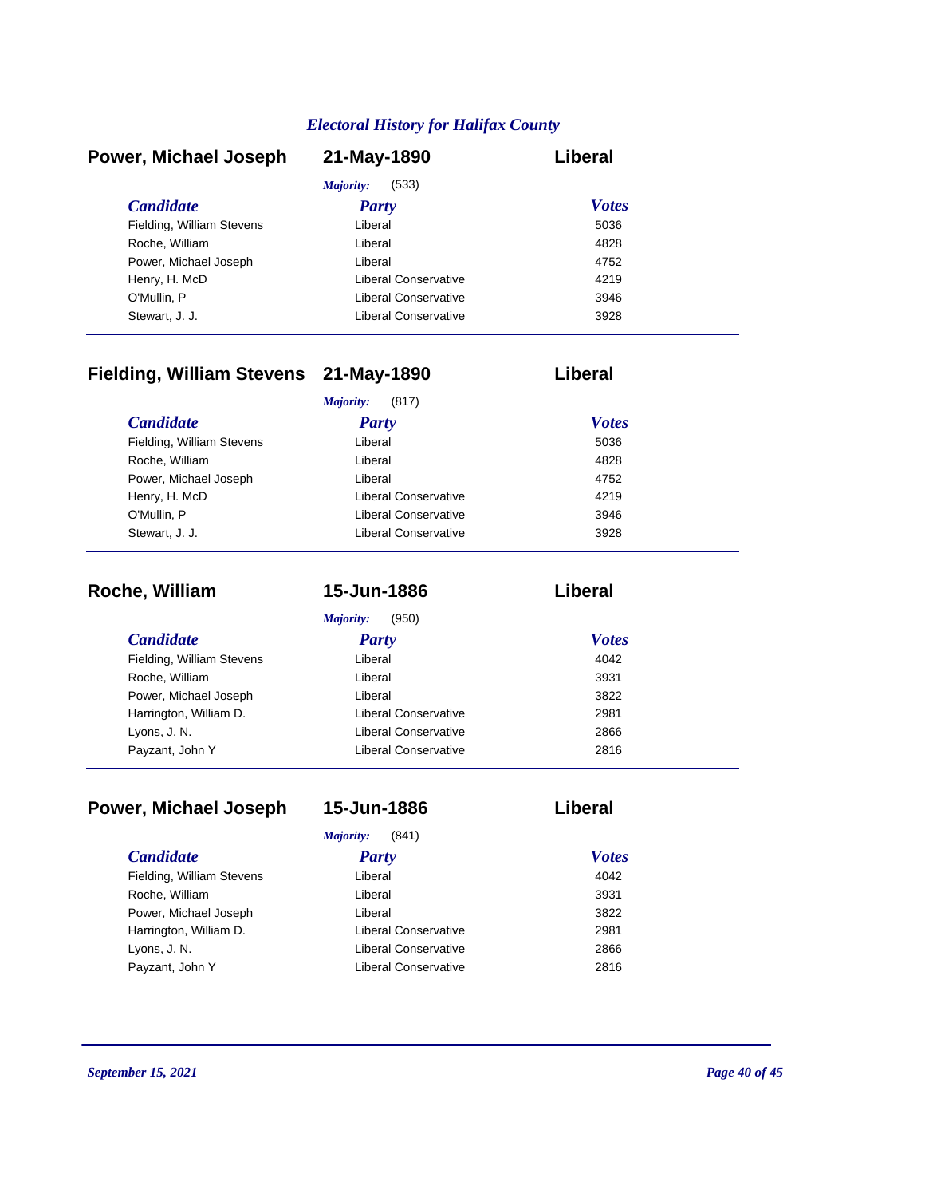## Power, Michael Joseph — 21-May-1890 — Liberal

*Majority:* (533)

| *Candidate* | *Party* | *Votes* |
|---|---|---|
| Fielding, William Stevens | Liberal | 5036 |
| Roche, William | Liberal | 4828 |
| Power, Michael Joseph | Liberal | 4752 |
| Henry, H. McD | Liberal Conservative | 4219 |
| O'Mullin, P | Liberal Conservative | 3946 |
| Stewart, J. J. | Liberal Conservative | 3928 |

## Fielding, William Stevens — 21-May-1890 — Liberal

*Majority:* (817)

| *Candidate* | *Party* | *Votes* |
|---|---|---|
| Fielding, William Stevens | Liberal | 5036 |
| Roche, William | Liberal | 4828 |
| Power, Michael Joseph | Liberal | 4752 |
| Henry, H. McD | Liberal Conservative | 4219 |
| O'Mullin, P | Liberal Conservative | 3946 |
| Stewart, J. J. | Liberal Conservative | 3928 |

## Roche, William — 15-Jun-1886 — Liberal

*Majority:* (950)

| *Candidate* | *Party* | *Votes* |
|---|---|---|
| Fielding, William Stevens | Liberal | 4042 |
| Roche, William | Liberal | 3931 |
| Power, Michael Joseph | Liberal | 3822 |
| Harrington, William D. | Liberal Conservative | 2981 |
| Lyons, J. N. | Liberal Conservative | 2866 |
| Payzant, John Y | Liberal Conservative | 2816 |

## Power, Michael Joseph — 15-Jun-1886 — Liberal

*Majority:* (841)

| *Candidate* | *Party* | *Votes* |
|---|---|---|
| Fielding, William Stevens | Liberal | 4042 |
| Roche, William | Liberal | 3931 |
| Power, Michael Joseph | Liberal | 3822 |
| Harrington, William D. | Liberal Conservative | 2981 |
| Lyons, J. N. | Liberal Conservative | 2866 |
| Payzant, John Y | Liberal Conservative | 2816 |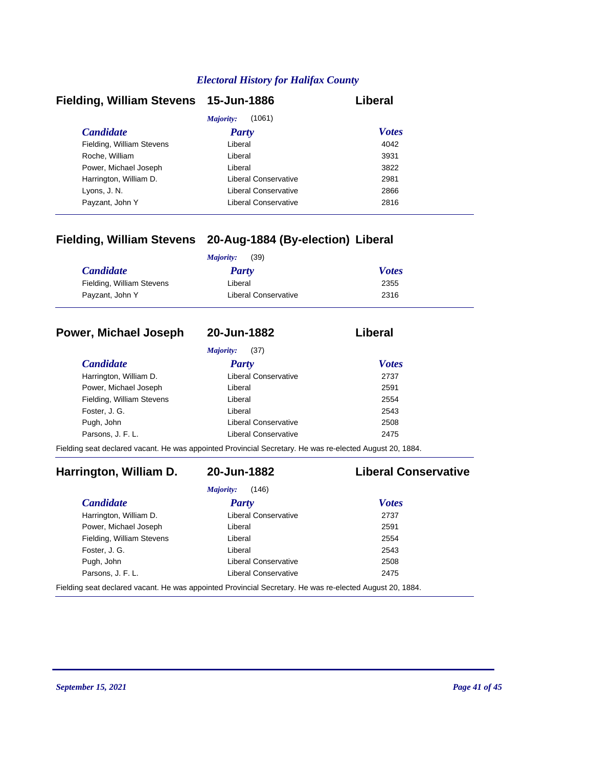# Electoral History for Halifax County

## Fielding, William Stevens — 15-Jun-1886 — Liberal

*Majority:* (1061)

| Candidate | Party | Votes |
| --- | --- | --- |
| Fielding, William Stevens | Liberal | 4042 |
| Roche, William | Liberal | 3931 |
| Power, Michael Joseph | Liberal | 3822 |
| Harrington, William D. | Liberal Conservative | 2981 |
| Lyons, J. N. | Liberal Conservative | 2866 |
| Payzant, John Y | Liberal Conservative | 2816 |

## Fielding, William Stevens — 20-Aug-1884 (By-election) — Liberal

*Majority:* (39)

| Candidate | Party | Votes |
| --- | --- | --- |
| Fielding, William Stevens | Liberal | 2355 |
| Payzant, John Y | Liberal Conservative | 2316 |

## Power, Michael Joseph — 20-Jun-1882 — Liberal

*Majority:* (37)

| Candidate | Party | Votes |
| --- | --- | --- |
| Harrington, William D. | Liberal Conservative | 2737 |
| Power, Michael Joseph | Liberal | 2591 |
| Fielding, William Stevens | Liberal | 2554 |
| Foster, J. G. | Liberal | 2543 |
| Pugh, John | Liberal Conservative | 2508 |
| Parsons, J. F. L. | Liberal Conservative | 2475 |

Fielding seat declared vacant. He was appointed Provincial Secretary. He was re-elected August 20, 1884.

## Harrington, William D. — 20-Jun-1882 — Liberal Conservative

*Majority:* (146)

| Candidate | Party | Votes |
| --- | --- | --- |
| Harrington, William D. | Liberal Conservative | 2737 |
| Power, Michael Joseph | Liberal | 2591 |
| Fielding, William Stevens | Liberal | 2554 |
| Foster, J. G. | Liberal | 2543 |
| Pugh, John | Liberal Conservative | 2508 |
| Parsons, J. F. L. | Liberal Conservative | 2475 |

Fielding seat declared vacant. He was appointed Provincial Secretary. He was re-elected August 20, 1884.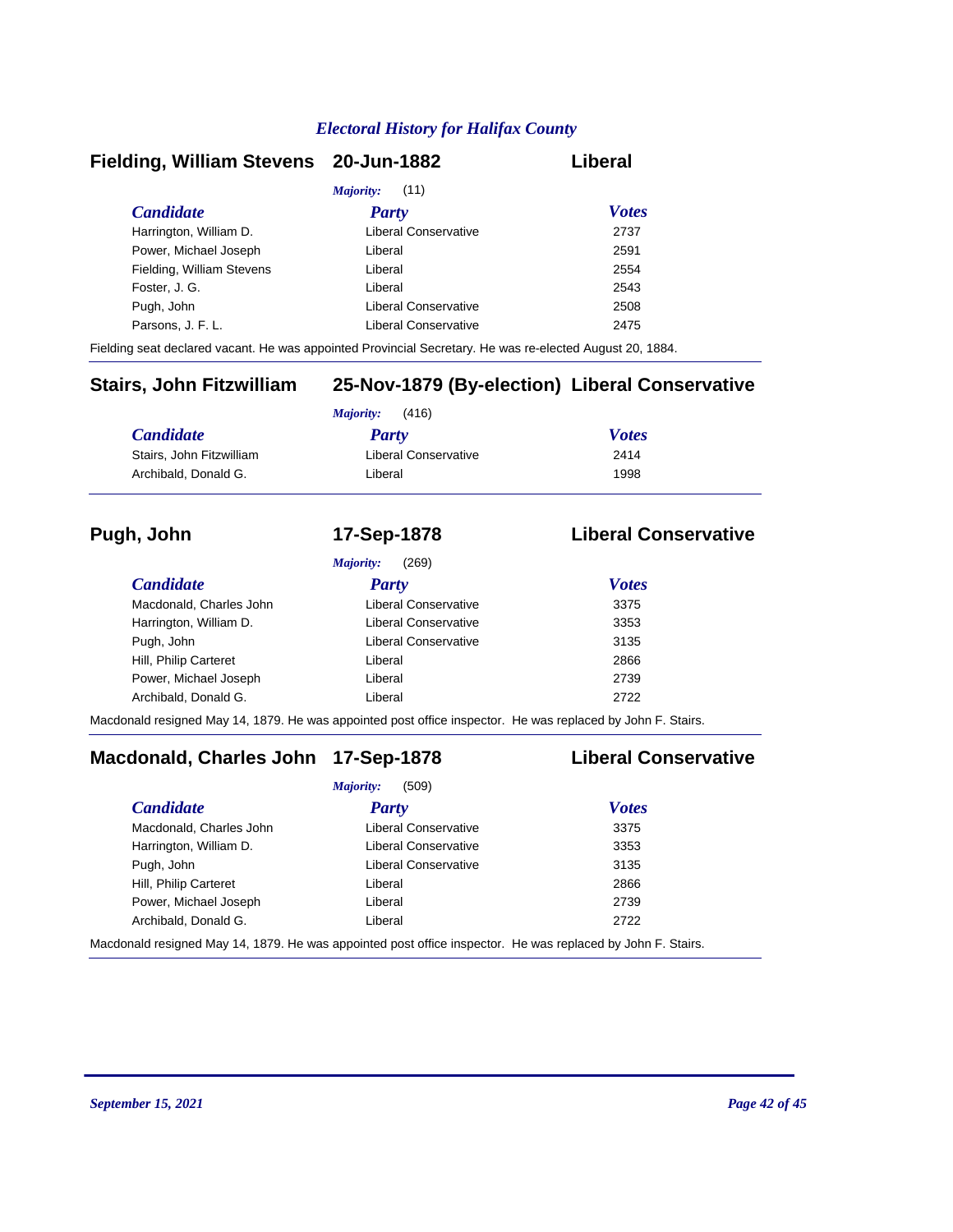## Electoral History for Halifax County

### Fielding, William Stevens — 20-Jun-1882 — Liberal

*Majority:* (11)

| Candidate | Party | Votes |
|---|---|---|
| Harrington, William D. | Liberal Conservative | 2737 |
| Power, Michael Joseph | Liberal | 2591 |
| Fielding, William Stevens | Liberal | 2554 |
| Foster, J. G. | Liberal | 2543 |
| Pugh, John | Liberal Conservative | 2508 |
| Parsons, J. F. L. | Liberal Conservative | 2475 |

Fielding seat declared vacant. He was appointed Provincial Secretary. He was re-elected August 20, 1884.

### Stairs, John Fitzwilliam — 25-Nov-1879 (By-election) — Liberal Conservative

*Majority:* (416)

| Candidate | Party | Votes |
|---|---|---|
| Stairs, John Fitzwilliam | Liberal Conservative | 2414 |
| Archibald, Donald G. | Liberal | 1998 |

### Pugh, John — 17-Sep-1878 — Liberal Conservative

*Majority:* (269)

| Candidate | Party | Votes |
|---|---|---|
| Macdonald, Charles John | Liberal Conservative | 3375 |
| Harrington, William D. | Liberal Conservative | 3353 |
| Pugh, John | Liberal Conservative | 3135 |
| Hill, Philip Carteret | Liberal | 2866 |
| Power, Michael Joseph | Liberal | 2739 |
| Archibald, Donald G. | Liberal | 2722 |

Macdonald resigned May 14, 1879. He was appointed post office inspector. He was replaced by John F. Stairs.

### Macdonald, Charles John — 17-Sep-1878 — Liberal Conservative

*Majority:* (509)

| Candidate | Party | Votes |
|---|---|---|
| Macdonald, Charles John | Liberal Conservative | 3375 |
| Harrington, William D. | Liberal Conservative | 3353 |
| Pugh, John | Liberal Conservative | 3135 |
| Hill, Philip Carteret | Liberal | 2866 |
| Power, Michael Joseph | Liberal | 2739 |
| Archibald, Donald G. | Liberal | 2722 |

Macdonald resigned May 14, 1879. He was appointed post office inspector. He was replaced by John F. Stairs.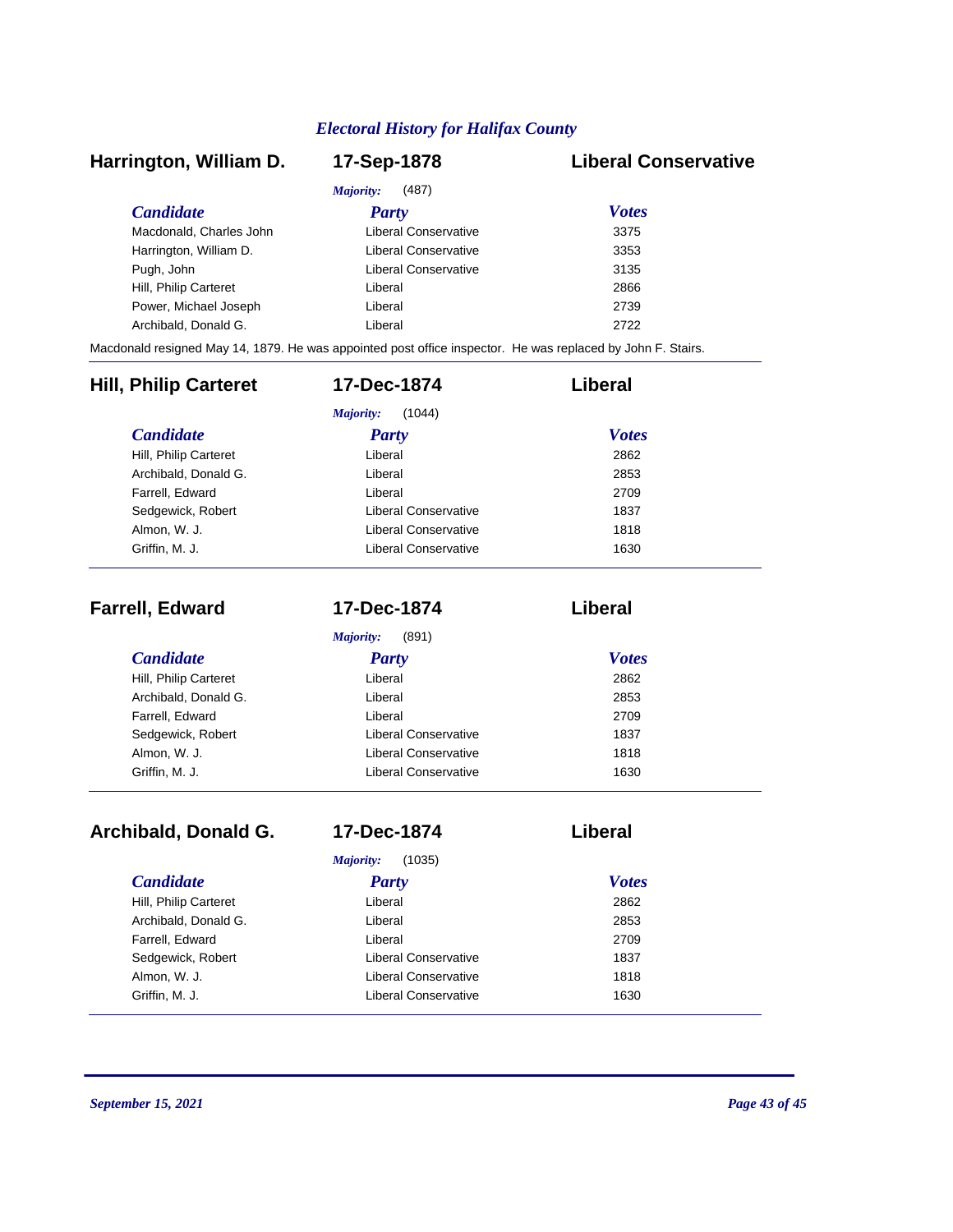## Electoral History for Halifax County

### Harrington, William D. — 17-Sep-1878 — Liberal Conservative

*Majority:* (487)

| Candidate | Party | Votes |
| --- | --- | --- |
| Macdonald, Charles John | Liberal Conservative | 3375 |
| Harrington, William D. | Liberal Conservative | 3353 |
| Pugh, John | Liberal Conservative | 3135 |
| Hill, Philip Carteret | Liberal | 2866 |
| Power, Michael Joseph | Liberal | 2739 |
| Archibald, Donald G. | Liberal | 2722 |

Macdonald resigned May 14, 1879. He was appointed post office inspector. He was replaced by John F. Stairs.

### Hill, Philip Carteret — 17-Dec-1874 — Liberal

*Majority:* (1044)

| Candidate | Party | Votes |
| --- | --- | --- |
| Hill, Philip Carteret | Liberal | 2862 |
| Archibald, Donald G. | Liberal | 2853 |
| Farrell, Edward | Liberal | 2709 |
| Sedgewick, Robert | Liberal Conservative | 1837 |
| Almon, W. J. | Liberal Conservative | 1818 |
| Griffin, M. J. | Liberal Conservative | 1630 |

### Farrell, Edward — 17-Dec-1874 — Liberal

*Majority:* (891)

| Candidate | Party | Votes |
| --- | --- | --- |
| Hill, Philip Carteret | Liberal | 2862 |
| Archibald, Donald G. | Liberal | 2853 |
| Farrell, Edward | Liberal | 2709 |
| Sedgewick, Robert | Liberal Conservative | 1837 |
| Almon, W. J. | Liberal Conservative | 1818 |
| Griffin, M. J. | Liberal Conservative | 1630 |

### Archibald, Donald G. — 17-Dec-1874 — Liberal

*Majority:* (1035)

| Candidate | Party | Votes |
| --- | --- | --- |
| Hill, Philip Carteret | Liberal | 2862 |
| Archibald, Donald G. | Liberal | 2853 |
| Farrell, Edward | Liberal | 2709 |
| Sedgewick, Robert | Liberal Conservative | 1837 |
| Almon, W. J. | Liberal Conservative | 1818 |
| Griffin, M. J. | Liberal Conservative | 1630 |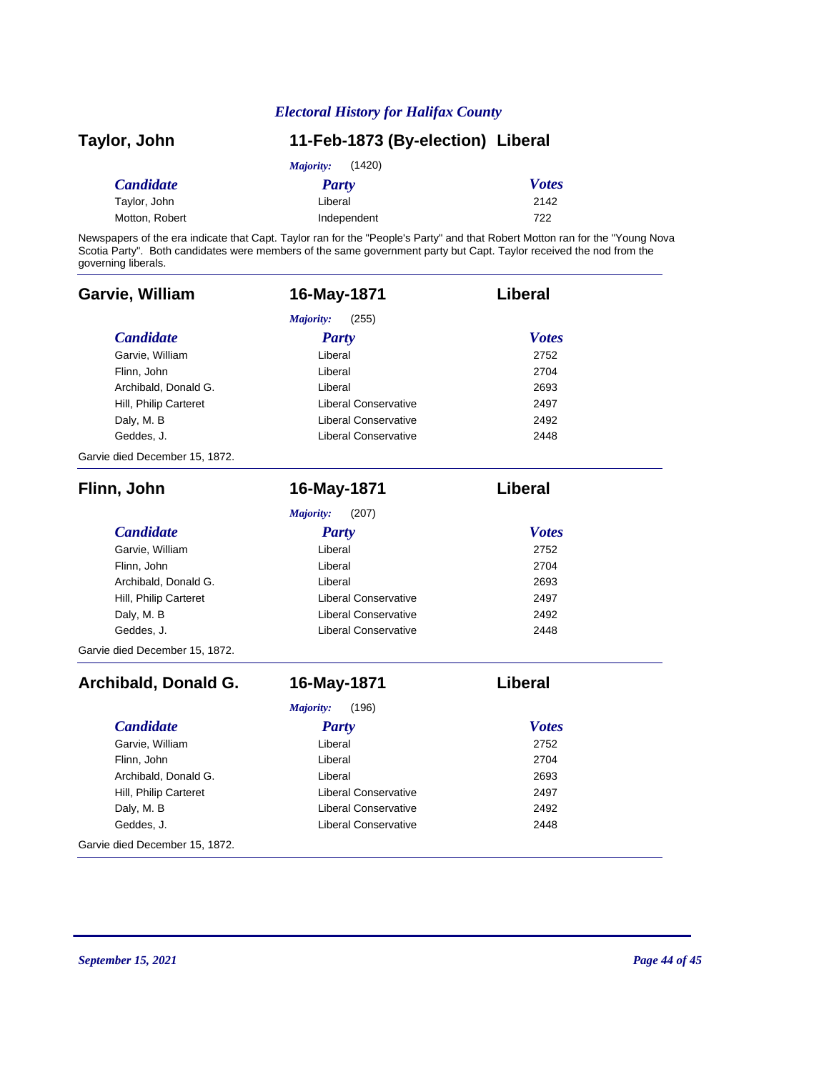## Taylor, John — 11-Feb-1873 (By-election) — Liberal

*Majority:* (1420)

| Candidate | Party | Votes |
| --- | --- | --- |
| Taylor, John | Liberal | 2142 |
| Motton, Robert | Independent | 722 |

Newspapers of the era indicate that Capt. Taylor ran for the "People's Party" and that Robert Motton ran for the "Young Nova Scotia Party". Both candidates were members of the same government party but Capt. Taylor received the nod from the governing liberals.

## Garvie, William — 16-May-1871 — Liberal

*Majority:* (255)

| Candidate | Party | Votes |
| --- | --- | --- |
| Garvie, William | Liberal | 2752 |
| Flinn, John | Liberal | 2704 |
| Archibald, Donald G. | Liberal | 2693 |
| Hill, Philip Carteret | Liberal Conservative | 2497 |
| Daly, M. B | Liberal Conservative | 2492 |
| Geddes, J. | Liberal Conservative | 2448 |

Garvie died December 15, 1872.

## Flinn, John — 16-May-1871 — Liberal

*Majority:* (207)

| Candidate | Party | Votes |
| --- | --- | --- |
| Garvie, William | Liberal | 2752 |
| Flinn, John | Liberal | 2704 |
| Archibald, Donald G. | Liberal | 2693 |
| Hill, Philip Carteret | Liberal Conservative | 2497 |
| Daly, M. B | Liberal Conservative | 2492 |
| Geddes, J. | Liberal Conservative | 2448 |

Garvie died December 15, 1872.

## Archibald, Donald G. — 16-May-1871 — Liberal

*Majority:* (196)

| Candidate | Party | Votes |
| --- | --- | --- |
| Garvie, William | Liberal | 2752 |
| Flinn, John | Liberal | 2704 |
| Archibald, Donald G. | Liberal | 2693 |
| Hill, Philip Carteret | Liberal Conservative | 2497 |
| Daly, M. B | Liberal Conservative | 2492 |
| Geddes, J. | Liberal Conservative | 2448 |

Garvie died December 15, 1872.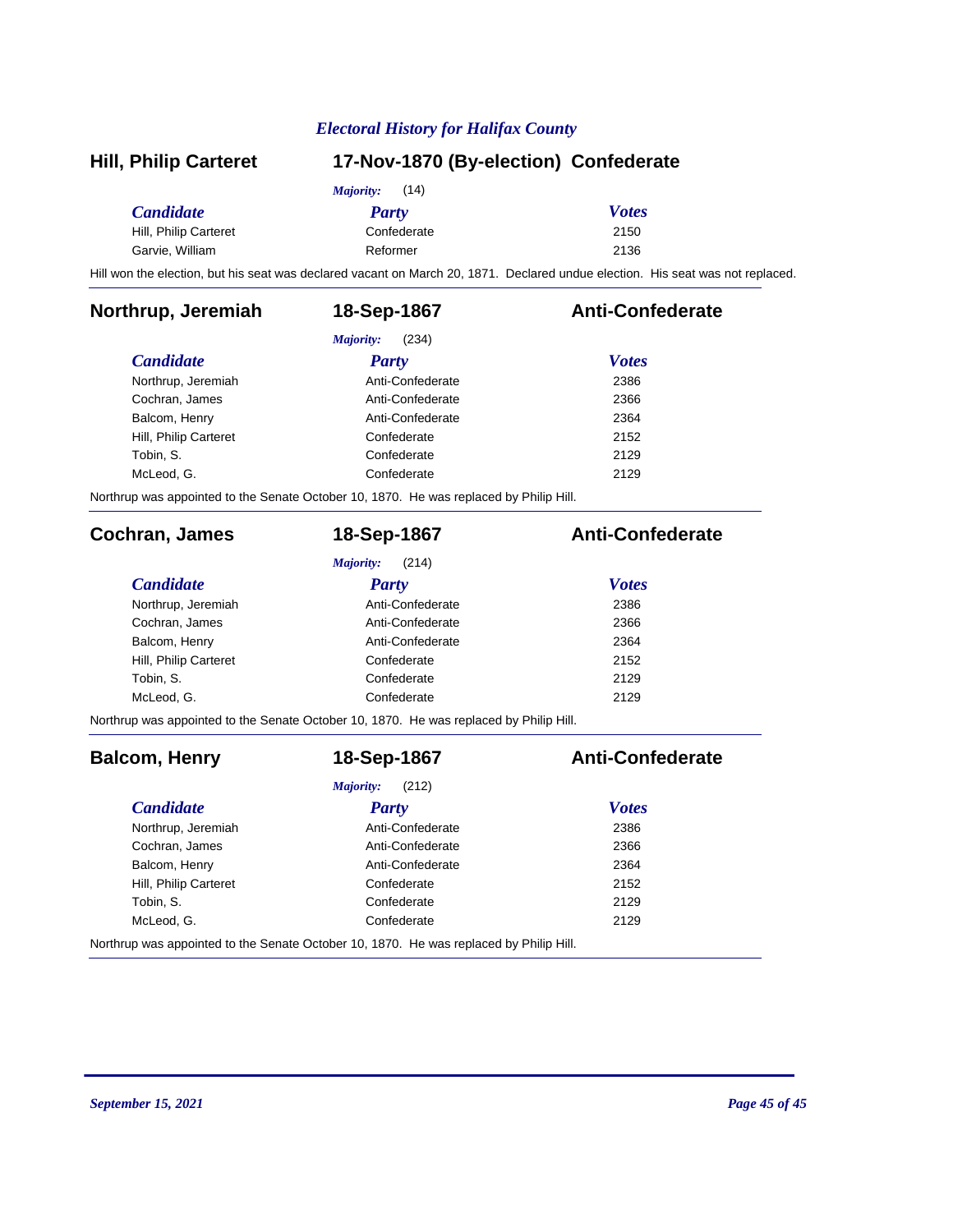## Hill, Philip Carteret — 17-Nov-1870 (By-election) — Confederate

*Majority:* (14)

| Candidate | Party | Votes |
| --- | --- | --- |
| Hill, Philip Carteret | Confederate | 2150 |
| Garvie, William | Reformer | 2136 |

Hill won the election, but his seat was declared vacant on March 20, 1871. Declared undue election. His seat was not replaced.

## Northrup, Jeremiah — 18-Sep-1867 — Anti-Confederate

*Majority:* (234)

| Candidate | Party | Votes |
| --- | --- | --- |
| Northrup, Jeremiah | Anti-Confederate | 2386 |
| Cochran, James | Anti-Confederate | 2366 |
| Balcom, Henry | Anti-Confederate | 2364 |
| Hill, Philip Carteret | Confederate | 2152 |
| Tobin, S. | Confederate | 2129 |
| McLeod, G. | Confederate | 2129 |

Northrup was appointed to the Senate October 10, 1870. He was replaced by Philip Hill.

## Cochran, James — 18-Sep-1867 — Anti-Confederate

*Majority:* (214)

| Candidate | Party | Votes |
| --- | --- | --- |
| Northrup, Jeremiah | Anti-Confederate | 2386 |
| Cochran, James | Anti-Confederate | 2366 |
| Balcom, Henry | Anti-Confederate | 2364 |
| Hill, Philip Carteret | Confederate | 2152 |
| Tobin, S. | Confederate | 2129 |
| McLeod, G. | Confederate | 2129 |

Northrup was appointed to the Senate October 10, 1870. He was replaced by Philip Hill.

## Balcom, Henry — 18-Sep-1867 — Anti-Confederate

*Majority:* (212)

| Candidate | Party | Votes |
| --- | --- | --- |
| Northrup, Jeremiah | Anti-Confederate | 2386 |
| Cochran, James | Anti-Confederate | 2366 |
| Balcom, Henry | Anti-Confederate | 2364 |
| Hill, Philip Carteret | Confederate | 2152 |
| Tobin, S. | Confederate | 2129 |
| McLeod, G. | Confederate | 2129 |

Northrup was appointed to the Senate October 10, 1870. He was replaced by Philip Hill.